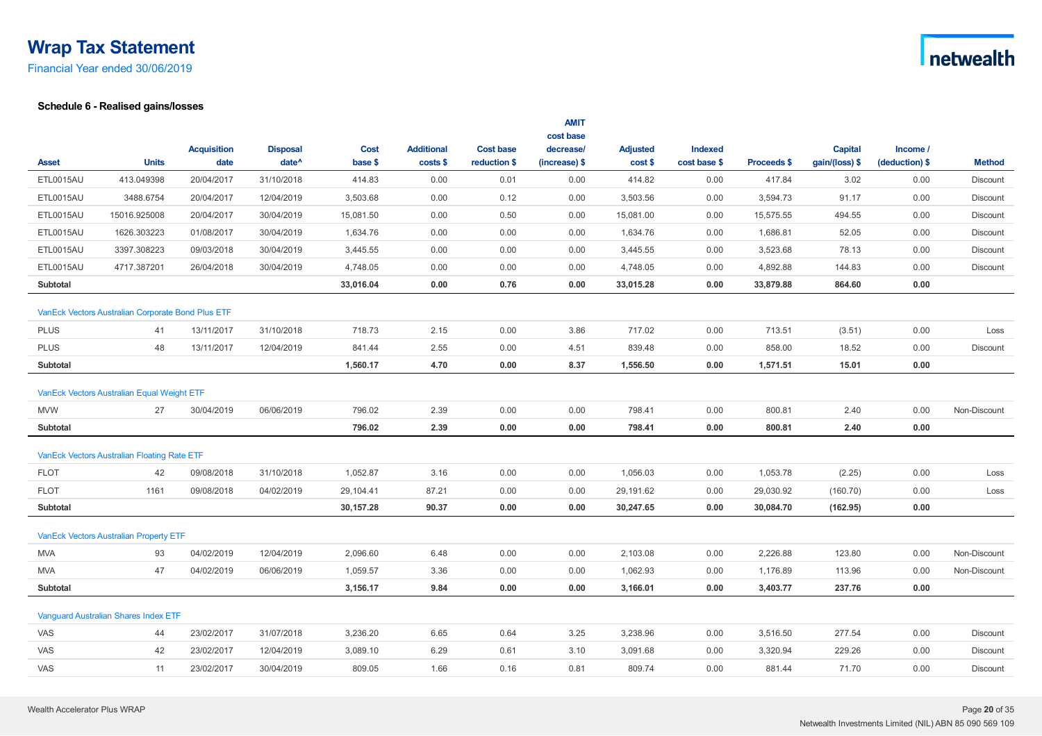# Wrap Tax Statement

Financial Year ended 30/06/2019

### Schedule 6 - Realised gains/losses

| Asset | Units | Acquisition date | Disposal date^ | Cost base $ | Additional costs $ | Cost base reduction $ | AMIT cost base decrease/ (increase) $ | Adjusted cost $ | Indexed cost base $ | Proceeds $ | Capital gain/(loss) $ | Income / (deduction) $ | Method |
|---|---|---|---|---|---|---|---|---|---|---|---|---|---|
| ETL0015AU | 413.049398 | 20/04/2017 | 31/10/2018 | 414.83 | 0.00 | 0.01 | 0.00 | 414.82 | 0.00 | 417.84 | 3.02 | 0.00 | Discount |
| ETL0015AU | 3488.6754 | 20/04/2017 | 12/04/2019 | 3,503.68 | 0.00 | 0.12 | 0.00 | 3,503.56 | 0.00 | 3,594.73 | 91.17 | 0.00 | Discount |
| ETL0015AU | 15016.925008 | 20/04/2017 | 30/04/2019 | 15,081.50 | 0.00 | 0.50 | 0.00 | 15,081.00 | 0.00 | 15,575.55 | 494.55 | 0.00 | Discount |
| ETL0015AU | 1626.303223 | 01/08/2017 | 30/04/2019 | 1,634.76 | 0.00 | 0.00 | 0.00 | 1,634.76 | 0.00 | 1,686.81 | 52.05 | 0.00 | Discount |
| ETL0015AU | 3397.308223 | 09/03/2018 | 30/04/2019 | 3,445.55 | 0.00 | 0.00 | 0.00 | 3,445.55 | 0.00 | 3,523.68 | 78.13 | 0.00 | Discount |
| ETL0015AU | 4717.387201 | 26/04/2018 | 30/04/2019 | 4,748.05 | 0.00 | 0.00 | 0.00 | 4,748.05 | 0.00 | 4,892.88 | 144.83 | 0.00 | Discount |
| **Subtotal** | | | | **33,016.04** | **0.00** | **0.76** | **0.00** | **33,015.28** | **0.00** | **33,879.88** | **864.60** | **0.00** | |
| VanEck Vectors Australian Corporate Bond Plus ETF | | | | | | | | | | | | | |
| PLUS | 41 | 13/11/2017 | 31/10/2018 | 718.73 | 2.15 | 0.00 | 3.86 | 717.02 | 0.00 | 713.51 | (3.51) | 0.00 | Loss |
| PLUS | 48 | 13/11/2017 | 12/04/2019 | 841.44 | 2.55 | 0.00 | 4.51 | 839.48 | 0.00 | 858.00 | 18.52 | 0.00 | Discount |
| **Subtotal** | | | | **1,560.17** | **4.70** | **0.00** | **8.37** | **1,556.50** | **0.00** | **1,571.51** | **15.01** | **0.00** | |
| VanEck Vectors Australian Equal Weight ETF | | | | | | | | | | | | | |
| MVW | 27 | 30/04/2019 | 06/06/2019 | 796.02 | 2.39 | 0.00 | 0.00 | 798.41 | 0.00 | 800.81 | 2.40 | 0.00 | Non-Discount |
| **Subtotal** | | | | **796.02** | **2.39** | **0.00** | **0.00** | **798.41** | **0.00** | **800.81** | **2.40** | **0.00** | |
| VanEck Vectors Australian Floating Rate ETF | | | | | | | | | | | | | |
| FLOT | 42 | 09/08/2018 | 31/10/2018 | 1,052.87 | 3.16 | 0.00 | 0.00 | 1,056.03 | 0.00 | 1,053.78 | (2.25) | 0.00 | Loss |
| FLOT | 1161 | 09/08/2018 | 04/02/2019 | 29,104.41 | 87.21 | 0.00 | 0.00 | 29,191.62 | 0.00 | 29,030.92 | (160.70) | 0.00 | Loss |
| **Subtotal** | | | | **30,157.28** | **90.37** | **0.00** | **0.00** | **30,247.65** | **0.00** | **30,084.70** | **(162.95)** | **0.00** | |
| VanEck Vectors Australian Property ETF | | | | | | | | | | | | | |
| MVA | 93 | 04/02/2019 | 12/04/2019 | 2,096.60 | 6.48 | 0.00 | 0.00 | 2,103.08 | 0.00 | 2,226.88 | 123.80 | 0.00 | Non-Discount |
| MVA | 47 | 04/02/2019 | 06/06/2019 | 1,059.57 | 3.36 | 0.00 | 0.00 | 1,062.93 | 0.00 | 1,176.89 | 113.96 | 0.00 | Non-Discount |
| **Subtotal** | | | | **3,156.17** | **9.84** | **0.00** | **0.00** | **3,166.01** | **0.00** | **3,403.77** | **237.76** | **0.00** | |
| Vanguard Australian Shares Index ETF | | | | | | | | | | | | | |
| VAS | 44 | 23/02/2017 | 31/07/2018 | 3,236.20 | 6.65 | 0.64 | 3.25 | 3,238.96 | 0.00 | 3,516.50 | 277.54 | 0.00 | Discount |
| VAS | 42 | 23/02/2017 | 12/04/2019 | 3,089.10 | 6.29 | 0.61 | 3.10 | 3,091.68 | 0.00 | 3,320.94 | 229.26 | 0.00 | Discount |
| VAS | 11 | 23/02/2017 | 30/04/2019 | 809.05 | 1.66 | 0.16 | 0.81 | 809.74 | 0.00 | 881.44 | 71.70 | 0.00 | Discount |

Wealth Accelerator Plus WRAP

Netwealth Investments Limited (NIL) ABN 85 090 569 109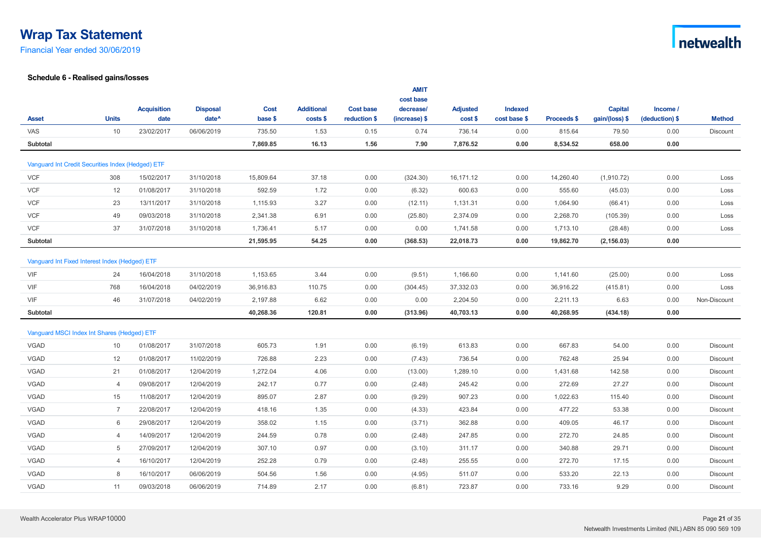# Wrap Tax Statement

Financial Year ended 30/06/2019

### Schedule 6 - Realised gains/losses

| Asset | Units | Acquisition date | Disposal date^ | Cost base $ | Additional costs $ | Cost base reduction $ | AMIT cost base decrease/ (increase) $ | Adjusted cost $ | Indexed cost base $ | Proceeds $ | Capital gain/(loss) $ | Income / (deduction) $ | Method |
|---|---|---|---|---|---|---|---|---|---|---|---|---|---|
| VAS | 10 | 23/02/2017 | 06/06/2019 | 735.50 | 1.53 | 0.15 | 0.74 | 736.14 | 0.00 | 815.64 | 79.50 | 0.00 | Discount |
| **Subtotal** | | | | **7,869.85** | **16.13** | **1.56** | **7.90** | **7,876.52** | **0.00** | **8,534.52** | **658.00** | **0.00** | |
| Vanguard Int Credit Securities Index (Hedged) ETF | | | | | | | | | | | | | |
| VCF | 308 | 15/02/2017 | 31/10/2018 | 15,809.64 | 37.18 | 0.00 | (324.30) | 16,171.12 | 0.00 | 14,260.40 | (1,910.72) | 0.00 | Loss |
| VCF | 12 | 01/08/2017 | 31/10/2018 | 592.59 | 1.72 | 0.00 | (6.32) | 600.63 | 0.00 | 555.60 | (45.03) | 0.00 | Loss |
| VCF | 23 | 13/11/2017 | 31/10/2018 | 1,115.93 | 3.27 | 0.00 | (12.11) | 1,131.31 | 0.00 | 1,064.90 | (66.41) | 0.00 | Loss |
| VCF | 49 | 09/03/2018 | 31/10/2018 | 2,341.38 | 6.91 | 0.00 | (25.80) | 2,374.09 | 0.00 | 2,268.70 | (105.39) | 0.00 | Loss |
| VCF | 37 | 31/07/2018 | 31/10/2018 | 1,736.41 | 5.17 | 0.00 | 0.00 | 1,741.58 | 0.00 | 1,713.10 | (28.48) | 0.00 | Loss |
| **Subtotal** | | | | **21,595.95** | **54.25** | **0.00** | **(368.53)** | **22,018.73** | **0.00** | **19,862.70** | **(2,156.03)** | **0.00** | |
| Vanguard Int Fixed Interest Index (Hedged) ETF | | | | | | | | | | | | | |
| VIF | 24 | 16/04/2018 | 31/10/2018 | 1,153.65 | 3.44 | 0.00 | (9.51) | 1,166.60 | 0.00 | 1,141.60 | (25.00) | 0.00 | Loss |
| VIF | 768 | 16/04/2018 | 04/02/2019 | 36,916.83 | 110.75 | 0.00 | (304.45) | 37,332.03 | 0.00 | 36,916.22 | (415.81) | 0.00 | Loss |
| VIF | 46 | 31/07/2018 | 04/02/2019 | 2,197.88 | 6.62 | 0.00 | 0.00 | 2,204.50 | 0.00 | 2,211.13 | 6.63 | 0.00 | Non-Discount |
| **Subtotal** | | | | **40,268.36** | **120.81** | **0.00** | **(313.96)** | **40,703.13** | **0.00** | **40,268.95** | **(434.18)** | **0.00** | |
| Vanguard MSCI Index Int Shares (Hedged) ETF | | | | | | | | | | | | | |
| VGAD | 10 | 01/08/2017 | 31/07/2018 | 605.73 | 1.91 | 0.00 | (6.19) | 613.83 | 0.00 | 667.83 | 54.00 | 0.00 | Discount |
| VGAD | 12 | 01/08/2017 | 11/02/2019 | 726.88 | 2.23 | 0.00 | (7.43) | 736.54 | 0.00 | 762.48 | 25.94 | 0.00 | Discount |
| VGAD | 21 | 01/08/2017 | 12/04/2019 | 1,272.04 | 4.06 | 0.00 | (13.00) | 1,289.10 | 0.00 | 1,431.68 | 142.58 | 0.00 | Discount |
| VGAD | 4 | 09/08/2017 | 12/04/2019 | 242.17 | 0.77 | 0.00 | (2.48) | 245.42 | 0.00 | 272.69 | 27.27 | 0.00 | Discount |
| VGAD | 15 | 11/08/2017 | 12/04/2019 | 895.07 | 2.87 | 0.00 | (9.29) | 907.23 | 0.00 | 1,022.63 | 115.40 | 0.00 | Discount |
| VGAD | 7 | 22/08/2017 | 12/04/2019 | 418.16 | 1.35 | 0.00 | (4.33) | 423.84 | 0.00 | 477.22 | 53.38 | 0.00 | Discount |
| VGAD | 6 | 29/08/2017 | 12/04/2019 | 358.02 | 1.15 | 0.00 | (3.71) | 362.88 | 0.00 | 409.05 | 46.17 | 0.00 | Discount |
| VGAD | 4 | 14/09/2017 | 12/04/2019 | 244.59 | 0.78 | 0.00 | (2.48) | 247.85 | 0.00 | 272.70 | 24.85 | 0.00 | Discount |
| VGAD | 5 | 27/09/2017 | 12/04/2019 | 307.10 | 0.97 | 0.00 | (3.10) | 311.17 | 0.00 | 340.88 | 29.71 | 0.00 | Discount |
| VGAD | 4 | 16/10/2017 | 12/04/2019 | 252.28 | 0.79 | 0.00 | (2.48) | 255.55 | 0.00 | 272.70 | 17.15 | 0.00 | Discount |
| VGAD | 8 | 16/10/2017 | 06/06/2019 | 504.56 | 1.56 | 0.00 | (4.95) | 511.07 | 0.00 | 533.20 | 22.13 | 0.00 | Discount |
| VGAD | 11 | 09/03/2018 | 06/06/2019 | 714.89 | 2.17 | 0.00 | (6.81) | 723.87 | 0.00 | 733.16 | 9.29 | 0.00 | Discount |

Wealth Accelerator Plus WRAP10000

Netwealth Investments Limited (NIL) ABN 85 090 569 109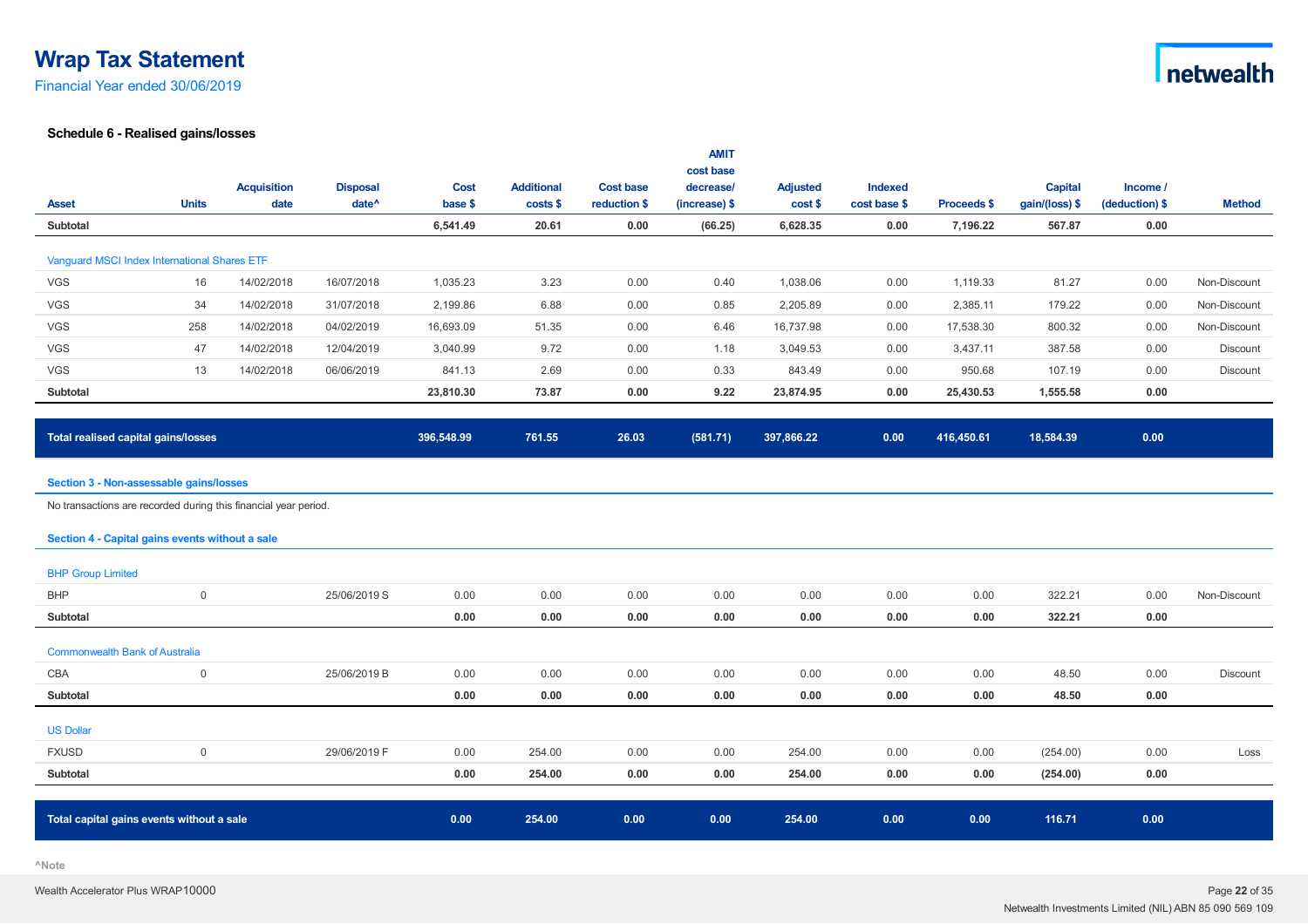# Wrap Tax Statement

Financial Year ended 30/06/2019

### Schedule 6 - Realised gains/losses

| Asset | Units | Acquisition date | Disposal date^ | Cost base $ | Additional costs $ | Cost base reduction $ | AMIT cost base decrease/ (increase) $ | Adjusted cost $ | Indexed cost base $ | Proceeds $ | Capital gain/(loss) $ | Income / (deduction) $ | Method |
|---|---|---|---|---|---|---|---|---|---|---|---|---|---|
| **Subtotal** | | | | **6,541.49** | **20.61** | **0.00** | **(66.25)** | **6,628.35** | **0.00** | **7,196.22** | **567.87** | **0.00** | |
| Vanguard MSCI Index International Shares ETF | | | | | | | | | | | | | |
| VGS | 16 | 14/02/2018 | 16/07/2018 | 1,035.23 | 3.23 | 0.00 | 0.40 | 1,038.06 | 0.00 | 1,119.33 | 81.27 | 0.00 | Non-Discount |
| VGS | 34 | 14/02/2018 | 31/07/2018 | 2,199.86 | 6.88 | 0.00 | 0.85 | 2,205.89 | 0.00 | 2,385.11 | 179.22 | 0.00 | Non-Discount |
| VGS | 258 | 14/02/2018 | 04/02/2019 | 16,693.09 | 51.35 | 0.00 | 6.46 | 16,737.98 | 0.00 | 17,538.30 | 800.32 | 0.00 | Non-Discount |
| VGS | 47 | 14/02/2018 | 12/04/2019 | 3,040.99 | 9.72 | 0.00 | 1.18 | 3,049.53 | 0.00 | 3,437.11 | 387.58 | 0.00 | Discount |
| VGS | 13 | 14/02/2018 | 06/06/2019 | 841.13 | 2.69 | 0.00 | 0.33 | 843.49 | 0.00 | 950.68 | 107.19 | 0.00 | Discount |
| **Subtotal** | | | | **23,810.30** | **73.87** | **0.00** | **9.22** | **23,874.95** | **0.00** | **25,430.53** | **1,555.58** | **0.00** | |
| **Total realised capital gains/losses** | | | | **396,548.99** | **761.55** | **26.03** | **(581.71)** | **397,866.22** | **0.00** | **416,450.61** | **18,584.39** | **0.00** | |

### Section 3 - Non-assessable gains/losses

No transactions are recorded during this financial year period.

### Section 4 - Capital gains events without a sale

| Asset | Units | Acquisition date | Disposal date^ | Cost base $ | Additional costs $ | Cost base reduction $ | AMIT cost base decrease/ (increase) $ | Adjusted cost $ | Indexed cost base $ | Proceeds $ | Capital gain/(loss) $ | Income / (deduction) $ | Method |
|---|---|---|---|---|---|---|---|---|---|---|---|---|---|
| BHP Group Limited | | | | | | | | | | | | | |
| BHP | 0 | | 25/06/2019 S | 0.00 | 0.00 | 0.00 | 0.00 | 0.00 | 0.00 | 0.00 | 322.21 | 0.00 | Non-Discount |
| **Subtotal** | | | | **0.00** | **0.00** | **0.00** | **0.00** | **0.00** | **0.00** | **0.00** | **322.21** | **0.00** | |
| Commonwealth Bank of Australia | | | | | | | | | | | | | |
| CBA | 0 | | 25/06/2019 B | 0.00 | 0.00 | 0.00 | 0.00 | 0.00 | 0.00 | 0.00 | 48.50 | 0.00 | Discount |
| **Subtotal** | | | | **0.00** | **0.00** | **0.00** | **0.00** | **0.00** | **0.00** | **0.00** | **48.50** | **0.00** | |
| US Dollar | | | | | | | | | | | | | |
| FXUSD | 0 | | 29/06/2019 F | 0.00 | 254.00 | 0.00 | 0.00 | 254.00 | 0.00 | 0.00 | (254.00) | 0.00 | Loss |
| **Subtotal** | | | | **0.00** | **254.00** | **0.00** | **0.00** | **254.00** | **0.00** | **0.00** | **(254.00)** | **0.00** | |
| **Total capital gains events without a sale** | | | | **0.00** | **254.00** | **0.00** | **0.00** | **254.00** | **0.00** | **0.00** | **116.71** | **0.00** | |

^Note

Wealth Accelerator Plus WRAP10000

Netwealth Investments Limited (NIL) ABN 85 090 569 109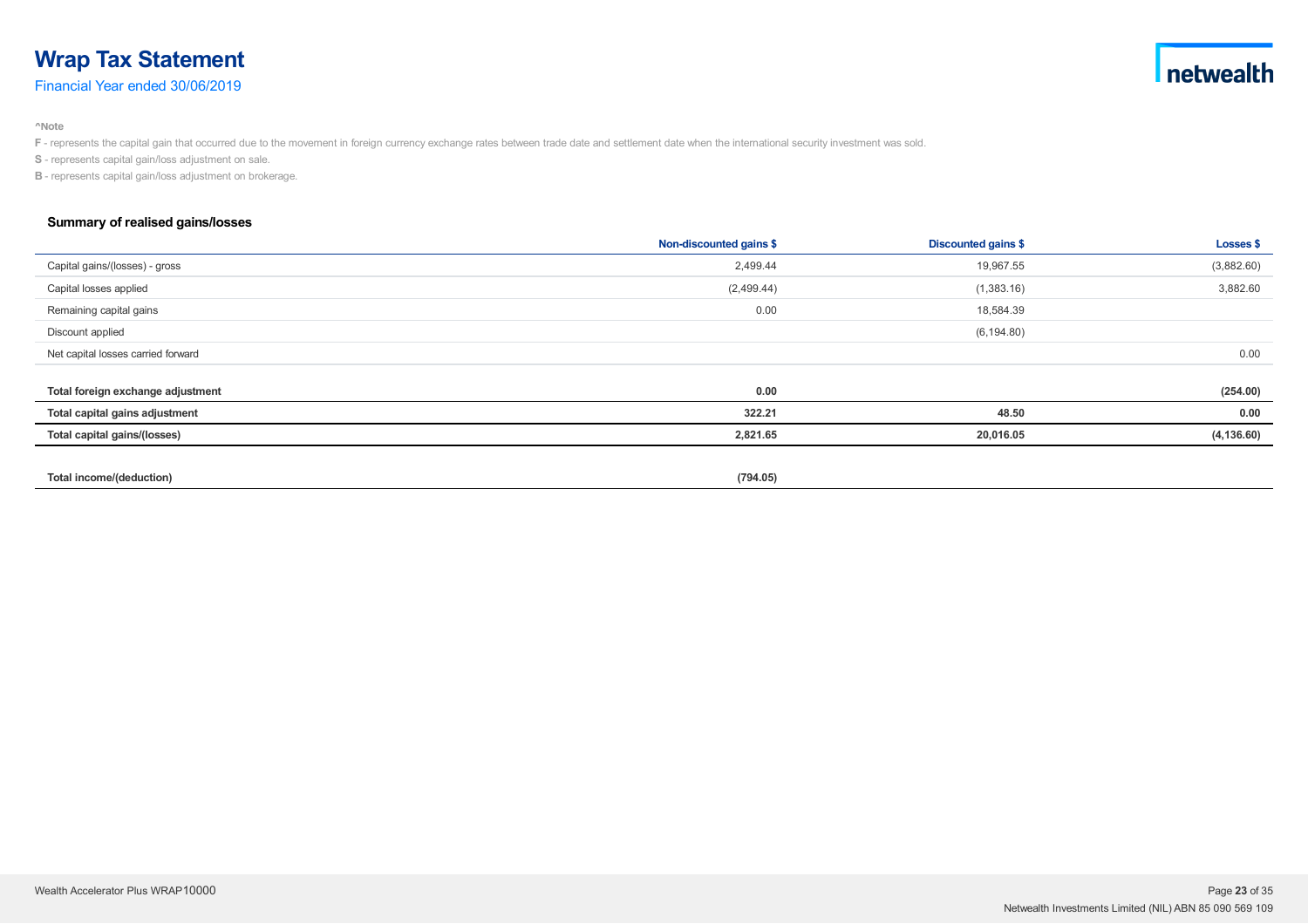# Wrap Tax Statement

Financial Year ended 30/06/2019

**^Note**

**F** - represents the capital gain that occurred due to the movement in foreign currency exchange rates between trade date and settlement date when the international security investment was sold.

**S** - represents capital gain/loss adjustment on sale.

**B** - represents capital gain/loss adjustment on brokerage.

### Summary of realised gains/losses

| | Non-discounted gains $ | Discounted gains $ | Losses $ |
|---|---|---|---|
| Capital gains/(losses) - gross | 2,499.44 | 19,967.55 | (3,882.60) |
| Capital losses applied | (2,499.44) | (1,383.16) | 3,882.60 |
| Remaining capital gains | 0.00 | 18,584.39 | |
| Discount applied | | (6,194.80) | |
| Net capital losses carried forward | | | 0.00 |
| **Total foreign exchange adjustment** | **0.00** | | **(254.00)** |
| **Total capital gains adjustment** | **322.21** | **48.50** | **0.00** |
| **Total capital gains/(losses)** | **2,821.65** | **20,016.05** | **(4,136.60)** |
| **Total income/(deduction)** | **(794.05)** | | |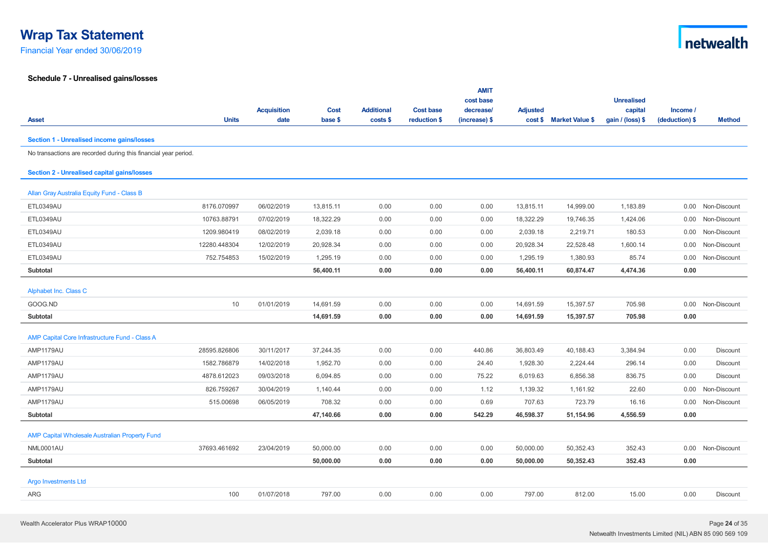# Wrap Tax Statement

Financial Year ended 30/06/2019

### Schedule 7 - Unrealised gains/losses

| Asset | Units | Acquisition date | Cost base $ | Additional costs $ | Cost base reduction $ | AMIT cost base decrease/ (increase) $ | Adjusted cost $ | Market Value $ | Unrealised capital gain / (loss) $ | Income / (deduction) $ | Method |
|---|---|---|---|---|---|---|---|---|---|---|---|
| **Section 1 - Unrealised income gains/losses** | | | | | | | | | | | |
| No transactions are recorded during this financial year period. | | | | | | | | | | | |
| **Section 2 - Unrealised capital gains/losses** | | | | | | | | | | | |
| Allan Gray Australia Equity Fund - Class B | | | | | | | | | | | |
| ETL0349AU | 8176.070997 | 06/02/2019 | 13,815.11 | 0.00 | 0.00 | 0.00 | 13,815.11 | 14,999.00 | 1,183.89 | 0.00 | Non-Discount |
| ETL0349AU | 10763.88791 | 07/02/2019 | 18,322.29 | 0.00 | 0.00 | 0.00 | 18,322.29 | 19,746.35 | 1,424.06 | 0.00 | Non-Discount |
| ETL0349AU | 1209.980419 | 08/02/2019 | 2,039.18 | 0.00 | 0.00 | 0.00 | 2,039.18 | 2,219.71 | 180.53 | 0.00 | Non-Discount |
| ETL0349AU | 12280.448304 | 12/02/2019 | 20,928.34 | 0.00 | 0.00 | 0.00 | 20,928.34 | 22,528.48 | 1,600.14 | 0.00 | Non-Discount |
| ETL0349AU | 752.754853 | 15/02/2019 | 1,295.19 | 0.00 | 0.00 | 0.00 | 1,295.19 | 1,380.93 | 85.74 | 0.00 | Non-Discount |
| **Subtotal** | | | **56,400.11** | **0.00** | **0.00** | **0.00** | **56,400.11** | **60,874.47** | **4,474.36** | **0.00** | |
| Alphabet Inc. Class C | | | | | | | | | | | |
| GOOG.ND | 10 | 01/01/2019 | 14,691.59 | 0.00 | 0.00 | 0.00 | 14,691.59 | 15,397.57 | 705.98 | 0.00 | Non-Discount |
| **Subtotal** | | | **14,691.59** | **0.00** | **0.00** | **0.00** | **14,691.59** | **15,397.57** | **705.98** | **0.00** | |
| AMP Capital Core Infrastructure Fund - Class A | | | | | | | | | | | |
| AMP1179AU | 28595.826806 | 30/11/2017 | 37,244.35 | 0.00 | 0.00 | 440.86 | 36,803.49 | 40,188.43 | 3,384.94 | 0.00 | Discount |
| AMP1179AU | 1582.786879 | 14/02/2018 | 1,952.70 | 0.00 | 0.00 | 24.40 | 1,928.30 | 2,224.44 | 296.14 | 0.00 | Discount |
| AMP1179AU | 4878.612023 | 09/03/2018 | 6,094.85 | 0.00 | 0.00 | 75.22 | 6,019.63 | 6,856.38 | 836.75 | 0.00 | Discount |
| AMP1179AU | 826.759267 | 30/04/2019 | 1,140.44 | 0.00 | 0.00 | 1.12 | 1,139.32 | 1,161.92 | 22.60 | 0.00 | Non-Discount |
| AMP1179AU | 515.00698 | 06/05/2019 | 708.32 | 0.00 | 0.00 | 0.69 | 707.63 | 723.79 | 16.16 | 0.00 | Non-Discount |
| **Subtotal** | | | **47,140.66** | **0.00** | **0.00** | **542.29** | **46,598.37** | **51,154.96** | **4,556.59** | **0.00** | |
| AMP Capital Wholesale Australian Property Fund | | | | | | | | | | | |
| NML0001AU | 37693.461692 | 23/04/2019 | 50,000.00 | 0.00 | 0.00 | 0.00 | 50,000.00 | 50,352.43 | 352.43 | 0.00 | Non-Discount |
| **Subtotal** | | | **50,000.00** | **0.00** | **0.00** | **0.00** | **50,000.00** | **50,352.43** | **352.43** | **0.00** | |
| Argo Investments Ltd | | | | | | | | | | | |
| ARG | 100 | 01/07/2018 | 797.00 | 0.00 | 0.00 | 0.00 | 797.00 | 812.00 | 15.00 | 0.00 | Discount |

Wealth Accelerator Plus WRAP10000

Netwealth Investments Limited (NIL) ABN 85 090 569 109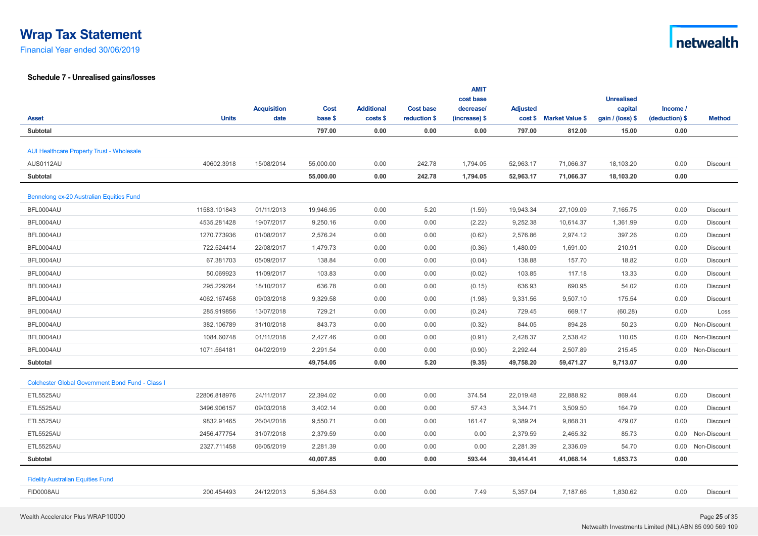# Wrap Tax Statement

Financial Year ended 30/06/2019

### Schedule 7 - Unrealised gains/losses

| Asset | Units | Acquisition date | Cost base $ | Additional costs $ | Cost base reduction $ | AMIT cost base decrease/ (increase) $ | Adjusted cost $ | Market Value $ | Unrealised capital gain / (loss) $ | Income / (deduction) $ | Method |
|---|---|---|---|---|---|---|---|---|---|---|---|
| **Subtotal** | | | **797.00** | **0.00** | **0.00** | **0.00** | **797.00** | **812.00** | **15.00** | **0.00** | |
| AUI Healthcare Property Trust - Wholesale | | | | | | | | | | | |
| AUS0112AU | 40602.3918 | 15/08/2014 | 55,000.00 | 0.00 | 242.78 | 1,794.05 | 52,963.17 | 71,066.37 | 18,103.20 | 0.00 | Discount |
| **Subtotal** | | | **55,000.00** | **0.00** | **242.78** | **1,794.05** | **52,963.17** | **71,066.37** | **18,103.20** | **0.00** | |
| Bennelong ex-20 Australian Equities Fund | | | | | | | | | | | |
| BFL0004AU | 11583.101843 | 01/11/2013 | 19,946.95 | 0.00 | 5.20 | (1.59) | 19,943.34 | 27,109.09 | 7,165.75 | 0.00 | Discount |
| BFL0004AU | 4535.281428 | 19/07/2017 | 9,250.16 | 0.00 | 0.00 | (2.22) | 9,252.38 | 10,614.37 | 1,361.99 | 0.00 | Discount |
| BFL0004AU | 1270.773936 | 01/08/2017 | 2,576.24 | 0.00 | 0.00 | (0.62) | 2,576.86 | 2,974.12 | 397.26 | 0.00 | Discount |
| BFL0004AU | 722.524414 | 22/08/2017 | 1,479.73 | 0.00 | 0.00 | (0.36) | 1,480.09 | 1,691.00 | 210.91 | 0.00 | Discount |
| BFL0004AU | 67.381703 | 05/09/2017 | 138.84 | 0.00 | 0.00 | (0.04) | 138.88 | 157.70 | 18.82 | 0.00 | Discount |
| BFL0004AU | 50.069923 | 11/09/2017 | 103.83 | 0.00 | 0.00 | (0.02) | 103.85 | 117.18 | 13.33 | 0.00 | Discount |
| BFL0004AU | 295.229264 | 18/10/2017 | 636.78 | 0.00 | 0.00 | (0.15) | 636.93 | 690.95 | 54.02 | 0.00 | Discount |
| BFL0004AU | 4062.167458 | 09/03/2018 | 9,329.58 | 0.00 | 0.00 | (1.98) | 9,331.56 | 9,507.10 | 175.54 | 0.00 | Discount |
| BFL0004AU | 285.919856 | 13/07/2018 | 729.21 | 0.00 | 0.00 | (0.24) | 729.45 | 669.17 | (60.28) | 0.00 | Loss |
| BFL0004AU | 382.106789 | 31/10/2018 | 843.73 | 0.00 | 0.00 | (0.32) | 844.05 | 894.28 | 50.23 | 0.00 | Non-Discount |
| BFL0004AU | 1084.60748 | 01/11/2018 | 2,427.46 | 0.00 | 0.00 | (0.91) | 2,428.37 | 2,538.42 | 110.05 | 0.00 | Non-Discount |
| BFL0004AU | 1071.564181 | 04/02/2019 | 2,291.54 | 0.00 | 0.00 | (0.90) | 2,292.44 | 2,507.89 | 215.45 | 0.00 | Non-Discount |
| **Subtotal** | | | **49,754.05** | **0.00** | **5.20** | **(9.35)** | **49,758.20** | **59,471.27** | **9,713.07** | **0.00** | |
| Colchester Global Government Bond Fund - Class I | | | | | | | | | | | |
| ETL5525AU | 22806.818976 | 24/11/2017 | 22,394.02 | 0.00 | 0.00 | 374.54 | 22,019.48 | 22,888.92 | 869.44 | 0.00 | Discount |
| ETL5525AU | 3496.906157 | 09/03/2018 | 3,402.14 | 0.00 | 0.00 | 57.43 | 3,344.71 | 3,509.50 | 164.79 | 0.00 | Discount |
| ETL5525AU | 9832.91465 | 26/04/2018 | 9,550.71 | 0.00 | 0.00 | 161.47 | 9,389.24 | 9,868.31 | 479.07 | 0.00 | Discount |
| ETL5525AU | 2456.477754 | 31/07/2018 | 2,379.59 | 0.00 | 0.00 | 0.00 | 2,379.59 | 2,465.32 | 85.73 | 0.00 | Non-Discount |
| ETL5525AU | 2327.711458 | 06/05/2019 | 2,281.39 | 0.00 | 0.00 | 0.00 | 2,281.39 | 2,336.09 | 54.70 | 0.00 | Non-Discount |
| **Subtotal** | | | **40,007.85** | **0.00** | **0.00** | **593.44** | **39,414.41** | **41,068.14** | **1,653.73** | **0.00** | |
| Fidelity Australian Equities Fund | | | | | | | | | | | |
| FID0008AU | 200.454493 | 24/12/2013 | 5,364.53 | 0.00 | 0.00 | 7.49 | 5,357.04 | 7,187.66 | 1,830.62 | 0.00 | Discount |

Wealth Accelerator Plus WRAP10000

Netwealth Investments Limited (NIL) ABN 85 090 569 109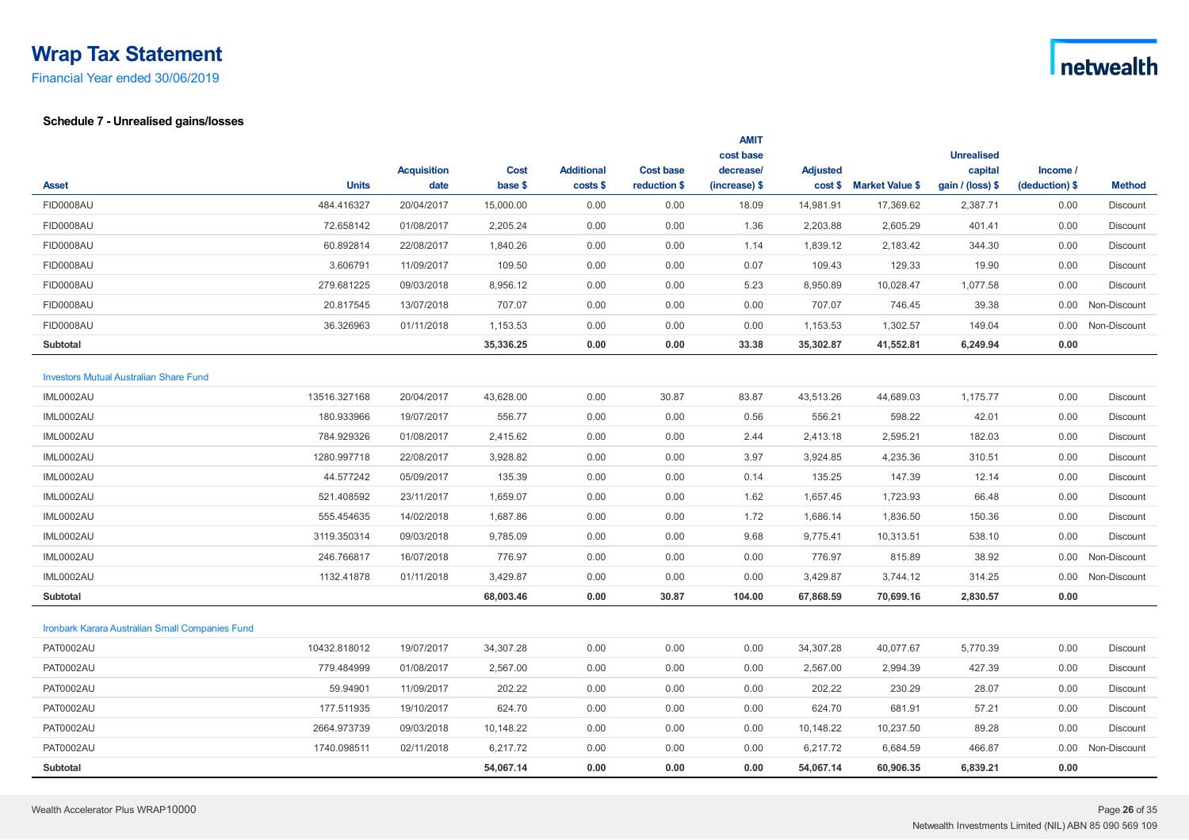# Wrap Tax Statement

Financial Year ended 30/06/2019

### Schedule 7 - Unrealised gains/losses

| Asset | Units | Acquisition date | Cost base $ | Additional costs $ | Cost base reduction $ | AMIT cost base decrease/ (increase) $ | Adjusted cost $ | Market Value $ | Unrealised capital gain / (loss) $ | Income / (deduction) $ | Method |
|---|---|---|---|---|---|---|---|---|---|---|---|
| FID0008AU | 484.416327 | 20/04/2017 | 15,000.00 | 0.00 | 0.00 | 18.09 | 14,981.91 | 17,369.62 | 2,387.71 | 0.00 | Discount |
| FID0008AU | 72.658142 | 01/08/2017 | 2,205.24 | 0.00 | 0.00 | 1.36 | 2,203.88 | 2,605.29 | 401.41 | 0.00 | Discount |
| FID0008AU | 60.892814 | 22/08/2017 | 1,840.26 | 0.00 | 0.00 | 1.14 | 1,839.12 | 2,183.42 | 344.30 | 0.00 | Discount |
| FID0008AU | 3.606791 | 11/09/2017 | 109.50 | 0.00 | 0.00 | 0.07 | 109.43 | 129.33 | 19.90 | 0.00 | Discount |
| FID0008AU | 279.681225 | 09/03/2018 | 8,956.12 | 0.00 | 0.00 | 5.23 | 8,950.89 | 10,028.47 | 1,077.58 | 0.00 | Discount |
| FID0008AU | 20.817545 | 13/07/2018 | 707.07 | 0.00 | 0.00 | 0.00 | 707.07 | 746.45 | 39.38 | 0.00 | Non-Discount |
| FID0008AU | 36.326963 | 01/11/2018 | 1,153.53 | 0.00 | 0.00 | 0.00 | 1,153.53 | 1,302.57 | 149.04 | 0.00 | Non-Discount |
| **Subtotal** | | | **35,336.25** | **0.00** | **0.00** | **33.38** | **35,302.87** | **41,552.81** | **6,249.94** | **0.00** | |
| Investors Mutual Australian Share Fund | | | | | | | | | | | |
| IML0002AU | 13516.327168 | 20/04/2017 | 43,628.00 | 0.00 | 30.87 | 83.87 | 43,513.26 | 44,689.03 | 1,175.77 | 0.00 | Discount |
| IML0002AU | 180.933966 | 19/07/2017 | 556.77 | 0.00 | 0.00 | 0.56 | 556.21 | 598.22 | 42.01 | 0.00 | Discount |
| IML0002AU | 784.929326 | 01/08/2017 | 2,415.62 | 0.00 | 0.00 | 2.44 | 2,413.18 | 2,595.21 | 182.03 | 0.00 | Discount |
| IML0002AU | 1280.997718 | 22/08/2017 | 3,928.82 | 0.00 | 0.00 | 3.97 | 3,924.85 | 4,235.36 | 310.51 | 0.00 | Discount |
| IML0002AU | 44.577242 | 05/09/2017 | 135.39 | 0.00 | 0.00 | 0.14 | 135.25 | 147.39 | 12.14 | 0.00 | Discount |
| IML0002AU | 521.408592 | 23/11/2017 | 1,659.07 | 0.00 | 0.00 | 1.62 | 1,657.45 | 1,723.93 | 66.48 | 0.00 | Discount |
| IML0002AU | 555.454635 | 14/02/2018 | 1,687.86 | 0.00 | 0.00 | 1.72 | 1,686.14 | 1,836.50 | 150.36 | 0.00 | Discount |
| IML0002AU | 3119.350314 | 09/03/2018 | 9,785.09 | 0.00 | 0.00 | 9.68 | 9,775.41 | 10,313.51 | 538.10 | 0.00 | Discount |
| IML0002AU | 246.766817 | 16/07/2018 | 776.97 | 0.00 | 0.00 | 0.00 | 776.97 | 815.89 | 38.92 | 0.00 | Non-Discount |
| IML0002AU | 1132.41878 | 01/11/2018 | 3,429.87 | 0.00 | 0.00 | 0.00 | 3,429.87 | 3,744.12 | 314.25 | 0.00 | Non-Discount |
| **Subtotal** | | | **68,003.46** | **0.00** | **30.87** | **104.00** | **67,868.59** | **70,699.16** | **2,830.57** | **0.00** | |
| Ironbark Karara Australian Small Companies Fund | | | | | | | | | | | |
| PAT0002AU | 10432.818012 | 19/07/2017 | 34,307.28 | 0.00 | 0.00 | 0.00 | 34,307.28 | 40,077.67 | 5,770.39 | 0.00 | Discount |
| PAT0002AU | 779.484999 | 01/08/2017 | 2,567.00 | 0.00 | 0.00 | 0.00 | 2,567.00 | 2,994.39 | 427.39 | 0.00 | Discount |
| PAT0002AU | 59.94901 | 11/09/2017 | 202.22 | 0.00 | 0.00 | 0.00 | 202.22 | 230.29 | 28.07 | 0.00 | Discount |
| PAT0002AU | 177.511935 | 19/10/2017 | 624.70 | 0.00 | 0.00 | 0.00 | 624.70 | 681.91 | 57.21 | 0.00 | Discount |
| PAT0002AU | 2664.973739 | 09/03/2018 | 10,148.22 | 0.00 | 0.00 | 0.00 | 10,148.22 | 10,237.50 | 89.28 | 0.00 | Discount |
| PAT0002AU | 1740.098511 | 02/11/2018 | 6,217.72 | 0.00 | 0.00 | 0.00 | 6,217.72 | 6,684.59 | 466.87 | 0.00 | Non-Discount |
| **Subtotal** | | | **54,067.14** | **0.00** | **0.00** | **0.00** | **54,067.14** | **60,906.35** | **6,839.21** | **0.00** | |

Wealth Accelerator Plus WRAP10000

Netwealth Investments Limited (NIL) ABN 85 090 569 109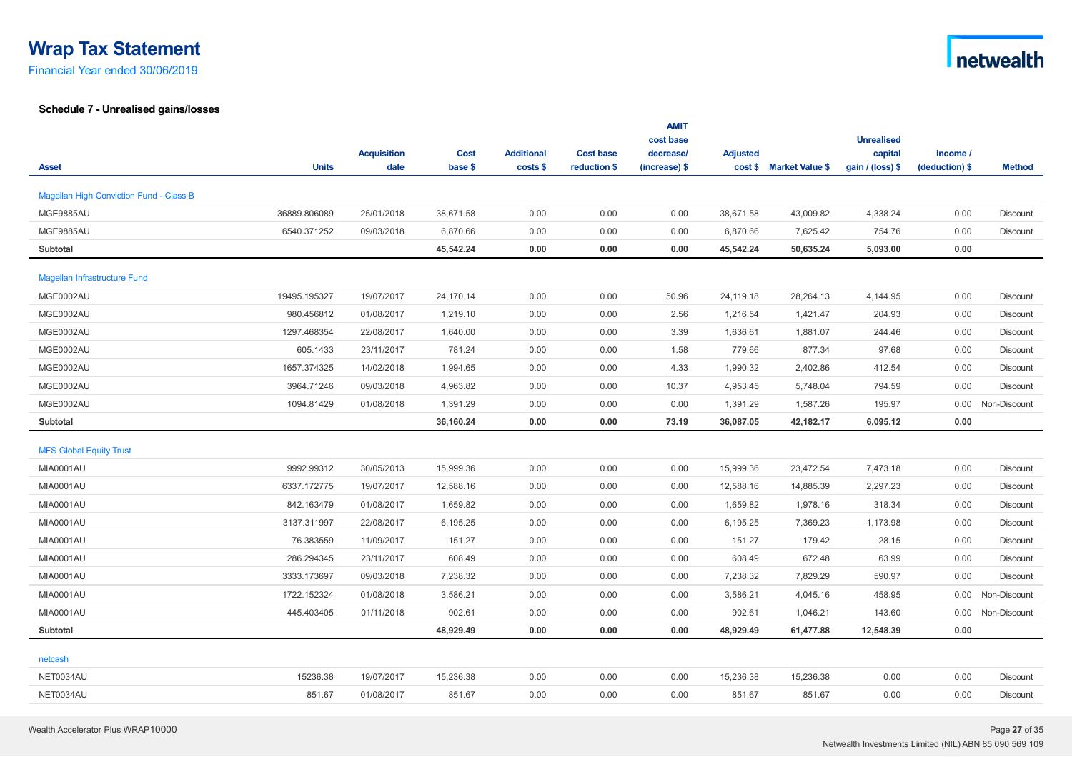# Wrap Tax Statement

Financial Year ended 30/06/2019

### Schedule 7 - Unrealised gains/losses

| Asset | Units | Acquisition date | Cost base $ | Additional costs $ | Cost base reduction $ | AMIT cost base decrease/ (increase) $ | Adjusted cost $ | Market Value $ | Unrealised capital gain / (loss) $ | Income / (deduction) $ | Method |
|---|---|---|---|---|---|---|---|---|---|---|---|
| Magellan High Conviction Fund - Class B | | | | | | | | | | | |
| MGE9885AU | 36889.806089 | 25/01/2018 | 38,671.58 | 0.00 | 0.00 | 0.00 | 38,671.58 | 43,009.82 | 4,338.24 | 0.00 | Discount |
| MGE9885AU | 6540.371252 | 09/03/2018 | 6,870.66 | 0.00 | 0.00 | 0.00 | 6,870.66 | 7,625.42 | 754.76 | 0.00 | Discount |
| **Subtotal** | | | **45,542.24** | **0.00** | **0.00** | **0.00** | **45,542.24** | **50,635.24** | **5,093.00** | **0.00** | |
| Magellan Infrastructure Fund | | | | | | | | | | | |
| MGE0002AU | 19495.195327 | 19/07/2017 | 24,170.14 | 0.00 | 0.00 | 50.96 | 24,119.18 | 28,264.13 | 4,144.95 | 0.00 | Discount |
| MGE0002AU | 980.456812 | 01/08/2017 | 1,219.10 | 0.00 | 0.00 | 2.56 | 1,216.54 | 1,421.47 | 204.93 | 0.00 | Discount |
| MGE0002AU | 1297.468354 | 22/08/2017 | 1,640.00 | 0.00 | 0.00 | 3.39 | 1,636.61 | 1,881.07 | 244.46 | 0.00 | Discount |
| MGE0002AU | 605.1433 | 23/11/2017 | 781.24 | 0.00 | 0.00 | 1.58 | 779.66 | 877.34 | 97.68 | 0.00 | Discount |
| MGE0002AU | 1657.374325 | 14/02/2018 | 1,994.65 | 0.00 | 0.00 | 4.33 | 1,990.32 | 2,402.86 | 412.54 | 0.00 | Discount |
| MGE0002AU | 3964.71246 | 09/03/2018 | 4,963.82 | 0.00 | 0.00 | 10.37 | 4,953.45 | 5,748.04 | 794.59 | 0.00 | Discount |
| MGE0002AU | 1094.81429 | 01/08/2018 | 1,391.29 | 0.00 | 0.00 | 0.00 | 1,391.29 | 1,587.26 | 195.97 | 0.00 | Non-Discount |
| **Subtotal** | | | **36,160.24** | **0.00** | **0.00** | **73.19** | **36,087.05** | **42,182.17** | **6,095.12** | **0.00** | |
| MFS Global Equity Trust | | | | | | | | | | | |
| MIA0001AU | 9992.99312 | 30/05/2013 | 15,999.36 | 0.00 | 0.00 | 0.00 | 15,999.36 | 23,472.54 | 7,473.18 | 0.00 | Discount |
| MIA0001AU | 6337.172775 | 19/07/2017 | 12,588.16 | 0.00 | 0.00 | 0.00 | 12,588.16 | 14,885.39 | 2,297.23 | 0.00 | Discount |
| MIA0001AU | 842.163479 | 01/08/2017 | 1,659.82 | 0.00 | 0.00 | 0.00 | 1,659.82 | 1,978.16 | 318.34 | 0.00 | Discount |
| MIA0001AU | 3137.311997 | 22/08/2017 | 6,195.25 | 0.00 | 0.00 | 0.00 | 6,195.25 | 7,369.23 | 1,173.98 | 0.00 | Discount |
| MIA0001AU | 76.383559 | 11/09/2017 | 151.27 | 0.00 | 0.00 | 0.00 | 151.27 | 179.42 | 28.15 | 0.00 | Discount |
| MIA0001AU | 286.294345 | 23/11/2017 | 608.49 | 0.00 | 0.00 | 0.00 | 608.49 | 672.48 | 63.99 | 0.00 | Discount |
| MIA0001AU | 3333.173697 | 09/03/2018 | 7,238.32 | 0.00 | 0.00 | 0.00 | 7,238.32 | 7,829.29 | 590.97 | 0.00 | Discount |
| MIA0001AU | 1722.152324 | 01/08/2018 | 3,586.21 | 0.00 | 0.00 | 0.00 | 3,586.21 | 4,045.16 | 458.95 | 0.00 | Non-Discount |
| MIA0001AU | 445.403405 | 01/11/2018 | 902.61 | 0.00 | 0.00 | 0.00 | 902.61 | 1,046.21 | 143.60 | 0.00 | Non-Discount |
| **Subtotal** | | | **48,929.49** | **0.00** | **0.00** | **0.00** | **48,929.49** | **61,477.88** | **12,548.39** | **0.00** | |
| netcash | | | | | | | | | | | |
| NET0034AU | 15236.38 | 19/07/2017 | 15,236.38 | 0.00 | 0.00 | 0.00 | 15,236.38 | 15,236.38 | 0.00 | 0.00 | Discount |
| NET0034AU | 851.67 | 01/08/2017 | 851.67 | 0.00 | 0.00 | 0.00 | 851.67 | 851.67 | 0.00 | 0.00 | Discount |

Wealth Accelerator Plus WRAP10000

Netwealth Investments Limited (NIL) ABN 85 090 569 109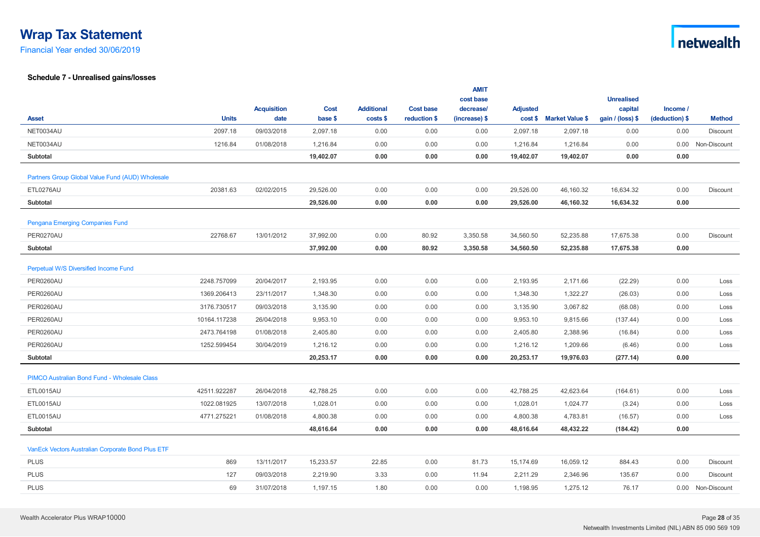# Wrap Tax Statement

Financial Year ended 30/06/2019

### Schedule 7 - Unrealised gains/losses

| Asset | Units | Acquisition date | Cost base $ | Additional costs $ | Cost base reduction $ | AMIT cost base decrease/ (increase) $ | Adjusted cost $ | Market Value $ | Unrealised capital gain / (loss) $ | Income / (deduction) $ | Method |
|---|---|---|---|---|---|---|---|---|---|---|---|
| NET0034AU | 2097.18 | 09/03/2018 | 2,097.18 | 0.00 | 0.00 | 0.00 | 2,097.18 | 2,097.18 | 0.00 | 0.00 | Discount |
| NET0034AU | 1216.84 | 01/08/2018 | 1,216.84 | 0.00 | 0.00 | 0.00 | 1,216.84 | 1,216.84 | 0.00 | 0.00 | Non-Discount |
| **Subtotal** | | | **19,402.07** | **0.00** | **0.00** | **0.00** | **19,402.07** | **19,402.07** | **0.00** | **0.00** | |
| Partners Group Global Value Fund (AUD) Wholesale | | | | | | | | | | | |
| ETL0276AU | 20381.63 | 02/02/2015 | 29,526.00 | 0.00 | 0.00 | 0.00 | 29,526.00 | 46,160.32 | 16,634.32 | 0.00 | Discount |
| **Subtotal** | | | **29,526.00** | **0.00** | **0.00** | **0.00** | **29,526.00** | **46,160.32** | **16,634.32** | **0.00** | |
| Pengana Emerging Companies Fund | | | | | | | | | | | |
| PER0270AU | 22768.67 | 13/01/2012 | 37,992.00 | 0.00 | 80.92 | 3,350.58 | 34,560.50 | 52,235.88 | 17,675.38 | 0.00 | Discount |
| **Subtotal** | | | **37,992.00** | **0.00** | **80.92** | **3,350.58** | **34,560.50** | **52,235.88** | **17,675.38** | **0.00** | |
| Perpetual W/S Diversified Income Fund | | | | | | | | | | | |
| PER0260AU | 2248.757099 | 20/04/2017 | 2,193.95 | 0.00 | 0.00 | 0.00 | 2,193.95 | 2,171.66 | (22.29) | 0.00 | Loss |
| PER0260AU | 1369.206413 | 23/11/2017 | 1,348.30 | 0.00 | 0.00 | 0.00 | 1,348.30 | 1,322.27 | (26.03) | 0.00 | Loss |
| PER0260AU | 3176.730517 | 09/03/2018 | 3,135.90 | 0.00 | 0.00 | 0.00 | 3,135.90 | 3,067.82 | (68.08) | 0.00 | Loss |
| PER0260AU | 10164.117238 | 26/04/2018 | 9,953.10 | 0.00 | 0.00 | 0.00 | 9,953.10 | 9,815.66 | (137.44) | 0.00 | Loss |
| PER0260AU | 2473.764198 | 01/08/2018 | 2,405.80 | 0.00 | 0.00 | 0.00 | 2,405.80 | 2,388.96 | (16.84) | 0.00 | Loss |
| PER0260AU | 1252.599454 | 30/04/2019 | 1,216.12 | 0.00 | 0.00 | 0.00 | 1,216.12 | 1,209.66 | (6.46) | 0.00 | Loss |
| **Subtotal** | | | **20,253.17** | **0.00** | **0.00** | **0.00** | **20,253.17** | **19,976.03** | **(277.14)** | **0.00** | |
| PIMCO Australian Bond Fund - Wholesale Class | | | | | | | | | | | |
| ETL0015AU | 42511.922287 | 26/04/2018 | 42,788.25 | 0.00 | 0.00 | 0.00 | 42,788.25 | 42,623.64 | (164.61) | 0.00 | Loss |
| ETL0015AU | 1022.081925 | 13/07/2018 | 1,028.01 | 0.00 | 0.00 | 0.00 | 1,028.01 | 1,024.77 | (3.24) | 0.00 | Loss |
| ETL0015AU | 4771.275221 | 01/08/2018 | 4,800.38 | 0.00 | 0.00 | 0.00 | 4,800.38 | 4,783.81 | (16.57) | 0.00 | Loss |
| **Subtotal** | | | **48,616.64** | **0.00** | **0.00** | **0.00** | **48,616.64** | **48,432.22** | **(184.42)** | **0.00** | |
| VanEck Vectors Australian Corporate Bond Plus ETF | | | | | | | | | | | |
| PLUS | 869 | 13/11/2017 | 15,233.57 | 22.85 | 0.00 | 81.73 | 15,174.69 | 16,059.12 | 884.43 | 0.00 | Discount |
| PLUS | 127 | 09/03/2018 | 2,219.90 | 3.33 | 0.00 | 11.94 | 2,211.29 | 2,346.96 | 135.67 | 0.00 | Discount |
| PLUS | 69 | 31/07/2018 | 1,197.15 | 1.80 | 0.00 | 0.00 | 1,198.95 | 1,275.12 | 76.17 | 0.00 | Non-Discount |

Wealth Accelerator Plus WRAP10000

Netwealth Investments Limited (NIL) ABN 85 090 569 109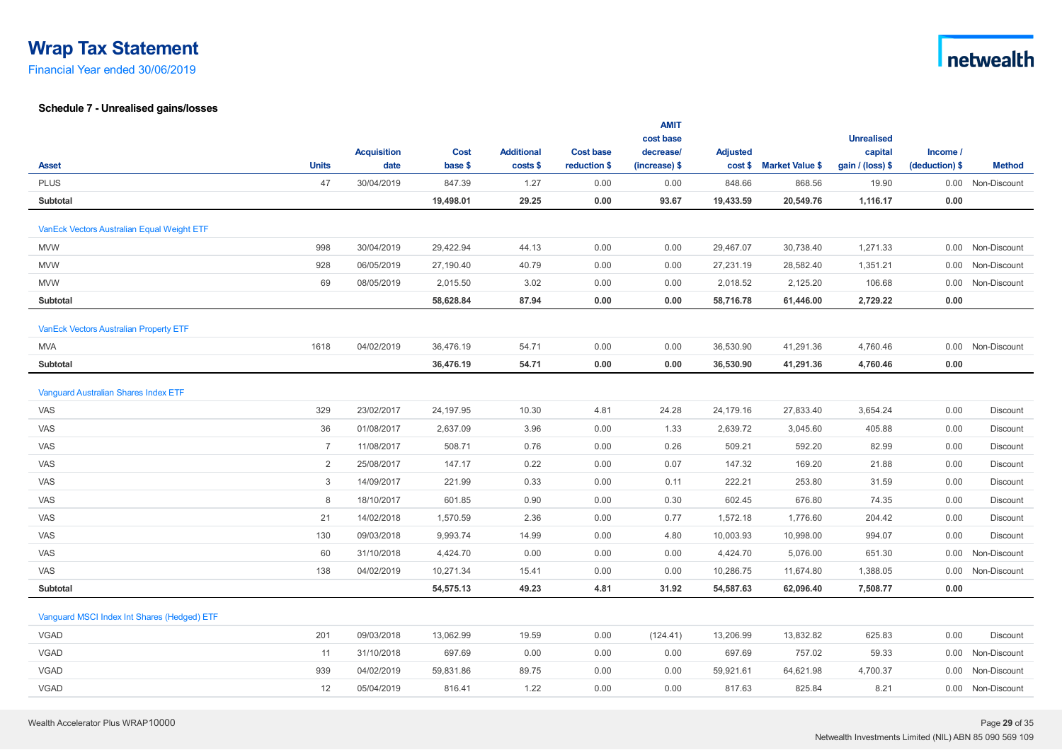# Wrap Tax Statement

Financial Year ended 30/06/2019

### Schedule 7 - Unrealised gains/losses

| Asset | Units | Acquisition date | Cost base $ | Additional costs $ | Cost base reduction $ | AMIT cost base decrease/ (increase) $ | Adjusted cost $ | Market Value $ | Unrealised capital gain / (loss) $ | Income / (deduction) $ | Method |
|---|---|---|---|---|---|---|---|---|---|---|---|
| PLUS | 47 | 30/04/2019 | 847.39 | 1.27 | 0.00 | 0.00 | 848.66 | 868.56 | 19.90 | 0.00 | Non-Discount |
| **Subtotal** | | | **19,498.01** | **29.25** | **0.00** | **93.67** | **19,433.59** | **20,549.76** | **1,116.17** | **0.00** | |
| VanEck Vectors Australian Equal Weight ETF | | | | | | | | | | | |
| MVW | 998 | 30/04/2019 | 29,422.94 | 44.13 | 0.00 | 0.00 | 29,467.07 | 30,738.40 | 1,271.33 | 0.00 | Non-Discount |
| MVW | 928 | 06/05/2019 | 27,190.40 | 40.79 | 0.00 | 0.00 | 27,231.19 | 28,582.40 | 1,351.21 | 0.00 | Non-Discount |
| MVW | 69 | 08/05/2019 | 2,015.50 | 3.02 | 0.00 | 0.00 | 2,018.52 | 2,125.20 | 106.68 | 0.00 | Non-Discount |
| **Subtotal** | | | **58,628.84** | **87.94** | **0.00** | **0.00** | **58,716.78** | **61,446.00** | **2,729.22** | **0.00** | |
| VanEck Vectors Australian Property ETF | | | | | | | | | | | |
| MVA | 1618 | 04/02/2019 | 36,476.19 | 54.71 | 0.00 | 0.00 | 36,530.90 | 41,291.36 | 4,760.46 | 0.00 | Non-Discount |
| **Subtotal** | | | **36,476.19** | **54.71** | **0.00** | **0.00** | **36,530.90** | **41,291.36** | **4,760.46** | **0.00** | |
| Vanguard Australian Shares Index ETF | | | | | | | | | | | |
| VAS | 329 | 23/02/2017 | 24,197.95 | 10.30 | 4.81 | 24.28 | 24,179.16 | 27,833.40 | 3,654.24 | 0.00 | Discount |
| VAS | 36 | 01/08/2017 | 2,637.09 | 3.96 | 0.00 | 1.33 | 2,639.72 | 3,045.60 | 405.88 | 0.00 | Discount |
| VAS | 7 | 11/08/2017 | 508.71 | 0.76 | 0.00 | 0.26 | 509.21 | 592.20 | 82.99 | 0.00 | Discount |
| VAS | 2 | 25/08/2017 | 147.17 | 0.22 | 0.00 | 0.07 | 147.32 | 169.20 | 21.88 | 0.00 | Discount |
| VAS | 3 | 14/09/2017 | 221.99 | 0.33 | 0.00 | 0.11 | 222.21 | 253.80 | 31.59 | 0.00 | Discount |
| VAS | 8 | 18/10/2017 | 601.85 | 0.90 | 0.00 | 0.30 | 602.45 | 676.80 | 74.35 | 0.00 | Discount |
| VAS | 21 | 14/02/2018 | 1,570.59 | 2.36 | 0.00 | 0.77 | 1,572.18 | 1,776.60 | 204.42 | 0.00 | Discount |
| VAS | 130 | 09/03/2018 | 9,993.74 | 14.99 | 0.00 | 4.80 | 10,003.93 | 10,998.00 | 994.07 | 0.00 | Discount |
| VAS | 60 | 31/10/2018 | 4,424.70 | 0.00 | 0.00 | 0.00 | 4,424.70 | 5,076.00 | 651.30 | 0.00 | Non-Discount |
| VAS | 138 | 04/02/2019 | 10,271.34 | 15.41 | 0.00 | 0.00 | 10,286.75 | 11,674.80 | 1,388.05 | 0.00 | Non-Discount |
| **Subtotal** | | | **54,575.13** | **49.23** | **4.81** | **31.92** | **54,587.63** | **62,096.40** | **7,508.77** | **0.00** | |
| Vanguard MSCI Index Int Shares (Hedged) ETF | | | | | | | | | | | |
| VGAD | 201 | 09/03/2018 | 13,062.99 | 19.59 | 0.00 | (124.41) | 13,206.99 | 13,832.82 | 625.83 | 0.00 | Discount |
| VGAD | 11 | 31/10/2018 | 697.69 | 0.00 | 0.00 | 0.00 | 697.69 | 757.02 | 59.33 | 0.00 | Non-Discount |
| VGAD | 939 | 04/02/2019 | 59,831.86 | 89.75 | 0.00 | 0.00 | 59,921.61 | 64,621.98 | 4,700.37 | 0.00 | Non-Discount |
| VGAD | 12 | 05/04/2019 | 816.41 | 1.22 | 0.00 | 0.00 | 817.63 | 825.84 | 8.21 | 0.00 | Non-Discount |

Wealth Accelerator Plus WRAP10000

Netwealth Investments Limited (NIL) ABN 85 090 569 109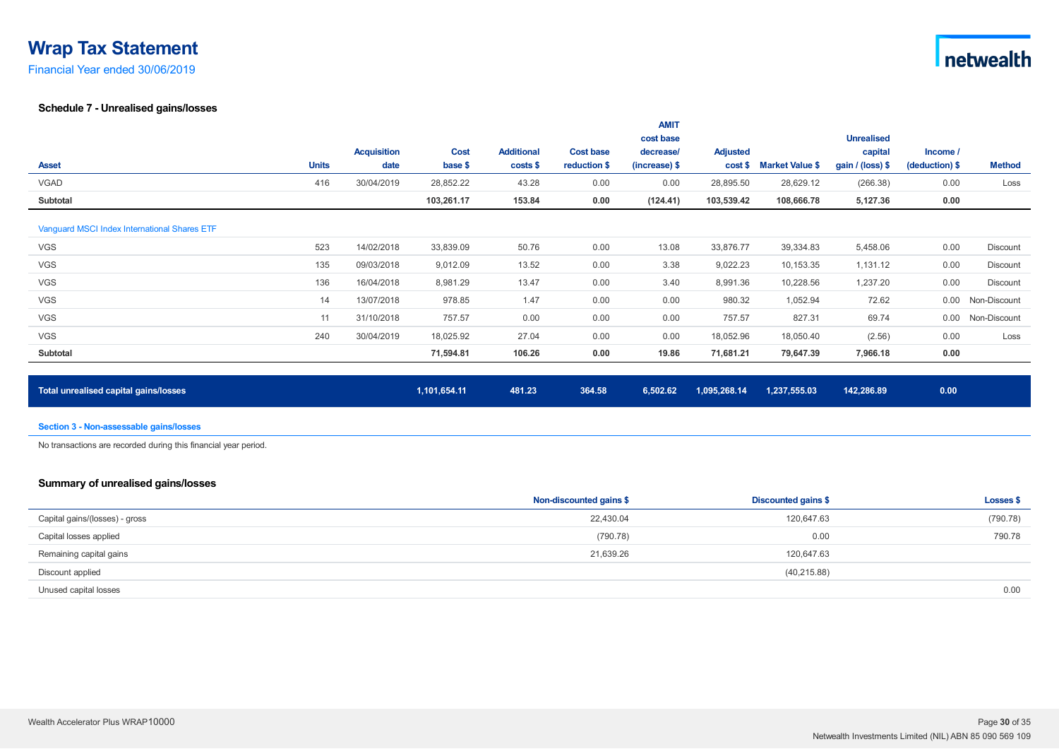# Wrap Tax Statement

Financial Year ended 30/06/2019

### Schedule 7 - Unrealised gains/losses

| Asset | Units | Acquisition date | Cost base $ | Additional costs $ | Cost base reduction $ | AMIT cost base decrease/ (increase) $ | Adjusted cost $ | Market Value $ | Unrealised capital gain / (loss) $ | Income / (deduction) $ | Method |
|---|---|---|---|---|---|---|---|---|---|---|---|
| VGAD | 416 | 30/04/2019 | 28,852.22 | 43.28 | 0.00 | 0.00 | 28,895.50 | 28,629.12 | (266.38) | 0.00 | Loss |
| **Subtotal** | | | **103,261.17** | **153.84** | **0.00** | **(124.41)** | **103,539.42** | **108,666.78** | **5,127.36** | **0.00** | |
| Vanguard MSCI Index International Shares ETF | | | | | | | | | | | |
| VGS | 523 | 14/02/2018 | 33,839.09 | 50.76 | 0.00 | 13.08 | 33,876.77 | 39,334.83 | 5,458.06 | 0.00 | Discount |
| VGS | 135 | 09/03/2018 | 9,012.09 | 13.52 | 0.00 | 3.38 | 9,022.23 | 10,153.35 | 1,131.12 | 0.00 | Discount |
| VGS | 136 | 16/04/2018 | 8,981.29 | 13.47 | 0.00 | 3.40 | 8,991.36 | 10,228.56 | 1,237.20 | 0.00 | Discount |
| VGS | 14 | 13/07/2018 | 978.85 | 1.47 | 0.00 | 0.00 | 980.32 | 1,052.94 | 72.62 | 0.00 | Non-Discount |
| VGS | 11 | 31/10/2018 | 757.57 | 0.00 | 0.00 | 0.00 | 757.57 | 827.31 | 69.74 | 0.00 | Non-Discount |
| VGS | 240 | 30/04/2019 | 18,025.92 | 27.04 | 0.00 | 0.00 | 18,052.96 | 18,050.40 | (2.56) | 0.00 | Loss |
| **Subtotal** | | | **71,594.81** | **106.26** | **0.00** | **19.86** | **71,681.21** | **79,647.39** | **7,966.18** | **0.00** | |
| **Total unrealised capital gains/losses** | | | **1,101,654.11** | **481.23** | **364.58** | **6,502.62** | **1,095,268.14** | **1,237,555.03** | **142,286.89** | **0.00** | |

#### Section 3 - Non-assessable gains/losses

No transactions are recorded during this financial year period.

### Summary of unrealised gains/losses

| | Non-discounted gains $ | Discounted gains $ | Losses $ |
|---|---|---|---|
| Capital gains/(losses) - gross | 22,430.04 | 120,647.63 | (790.78) |
| Capital losses applied | (790.78) | 0.00 | 790.78 |
| Remaining capital gains | 21,639.26 | 120,647.63 | |
| Discount applied | | (40,215.88) | |
| Unused capital losses | | | 0.00 |

Wealth Accelerator Plus WRAP10000

Netwealth Investments Limited (NIL) ABN 85 090 569 109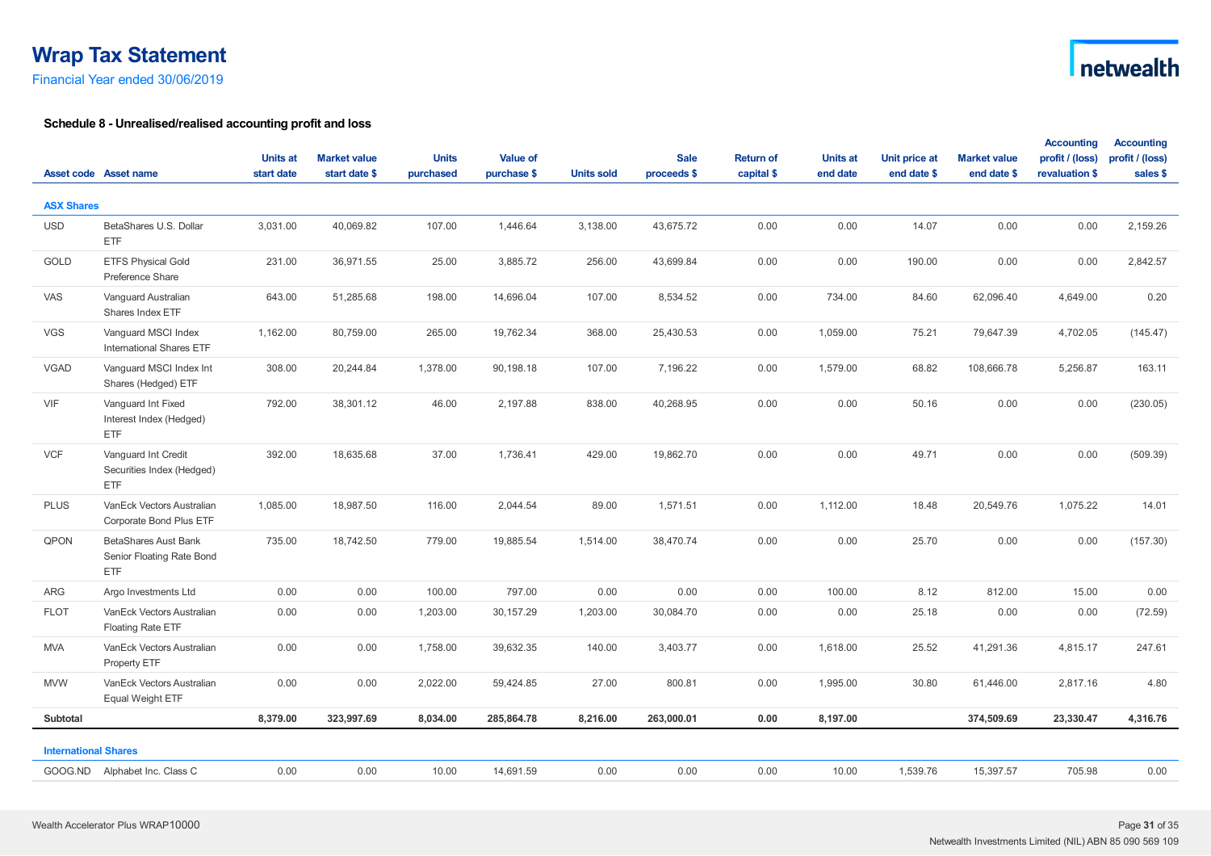# Wrap Tax Statement

Financial Year ended 30/06/2019

netwealth

### Schedule 8 - Unrealised/realised accounting profit and loss

| Asset code | Asset name | Units at start date | Market value start date $ | Units purchased | Value of purchase $ | Units sold | Sale proceeds $ | Return of capital $ | Units at end date | Unit price at end date $ | Market value end date $ | Accounting profit / (loss) revaluation $ | Accounting profit / (loss) sales $ |
|---|---|---|---|---|---|---|---|---|---|---|---|---|---|
| **ASX Shares** | | | | | | | | | | | | | |
| USD | BetaShares U.S. Dollar ETF | 3,031.00 | 40,069.82 | 107.00 | 1,446.64 | 3,138.00 | 43,675.72 | 0.00 | 0.00 | 14.07 | 0.00 | 0.00 | 2,159.26 |
| GOLD | ETFS Physical Gold Preference Share | 231.00 | 36,971.55 | 25.00 | 3,885.72 | 256.00 | 43,699.84 | 0.00 | 0.00 | 190.00 | 0.00 | 0.00 | 2,842.57 |
| VAS | Vanguard Australian Shares Index ETF | 643.00 | 51,285.68 | 198.00 | 14,696.04 | 107.00 | 8,534.52 | 0.00 | 734.00 | 84.60 | 62,096.40 | 4,649.00 | 0.20 |
| VGS | Vanguard MSCI Index International Shares ETF | 1,162.00 | 80,759.00 | 265.00 | 19,762.34 | 368.00 | 25,430.53 | 0.00 | 1,059.00 | 75.21 | 79,647.39 | 4,702.05 | (145.47) |
| VGAD | Vanguard MSCI Index Int Shares (Hedged) ETF | 308.00 | 20,244.84 | 1,378.00 | 90,198.18 | 107.00 | 7,196.22 | 0.00 | 1,579.00 | 68.82 | 108,666.78 | 5,256.87 | 163.11 |
| VIF | Vanguard Int Fixed Interest Index (Hedged) ETF | 792.00 | 38,301.12 | 46.00 | 2,197.88 | 838.00 | 40,268.95 | 0.00 | 0.00 | 50.16 | 0.00 | 0.00 | (230.05) |
| VCF | Vanguard Int Credit Securities Index (Hedged) ETF | 392.00 | 18,635.68 | 37.00 | 1,736.41 | 429.00 | 19,862.70 | 0.00 | 0.00 | 49.71 | 0.00 | 0.00 | (509.39) |
| PLUS | VanEck Vectors Australian Corporate Bond Plus ETF | 1,085.00 | 18,987.50 | 116.00 | 2,044.54 | 89.00 | 1,571.51 | 0.00 | 1,112.00 | 18.48 | 20,549.76 | 1,075.22 | 14.01 |
| QPON | BetaShares Aust Bank Senior Floating Rate Bond ETF | 735.00 | 18,742.50 | 779.00 | 19,885.54 | 1,514.00 | 38,470.74 | 0.00 | 0.00 | 25.70 | 0.00 | 0.00 | (157.30) |
| ARG | Argo Investments Ltd | 0.00 | 0.00 | 100.00 | 797.00 | 0.00 | 0.00 | 0.00 | 100.00 | 8.12 | 812.00 | 15.00 | 0.00 |
| FLOT | VanEck Vectors Australian Floating Rate ETF | 0.00 | 0.00 | 1,203.00 | 30,157.29 | 1,203.00 | 30,084.70 | 0.00 | 0.00 | 25.18 | 0.00 | 0.00 | (72.59) |
| MVA | VanEck Vectors Australian Property ETF | 0.00 | 0.00 | 1,758.00 | 39,632.35 | 140.00 | 3,403.77 | 0.00 | 1,618.00 | 25.52 | 41,291.36 | 4,815.17 | 247.61 |
| MVW | VanEck Vectors Australian Equal Weight ETF | 0.00 | 0.00 | 2,022.00 | 59,424.85 | 27.00 | 800.81 | 0.00 | 1,995.00 | 30.80 | 61,446.00 | 2,817.16 | 4.80 |
| **Subtotal** | | **8,379.00** | **323,997.69** | **8,034.00** | **285,864.78** | **8,216.00** | **263,000.01** | **0.00** | **8,197.00** | | **374,509.69** | **23,330.47** | **4,316.76** |
| **International Shares** | | | | | | | | | | | | | |
| GOOG.ND | Alphabet Inc. Class C | 0.00 | 0.00 | 10.00 | 14,691.59 | 0.00 | 0.00 | 0.00 | 10.00 | 1,539.76 | 15,397.57 | 705.98 | 0.00 |

Wealth Accelerator Plus WRAP10000

Netwealth Investments Limited (NIL) ABN 85 090 569 109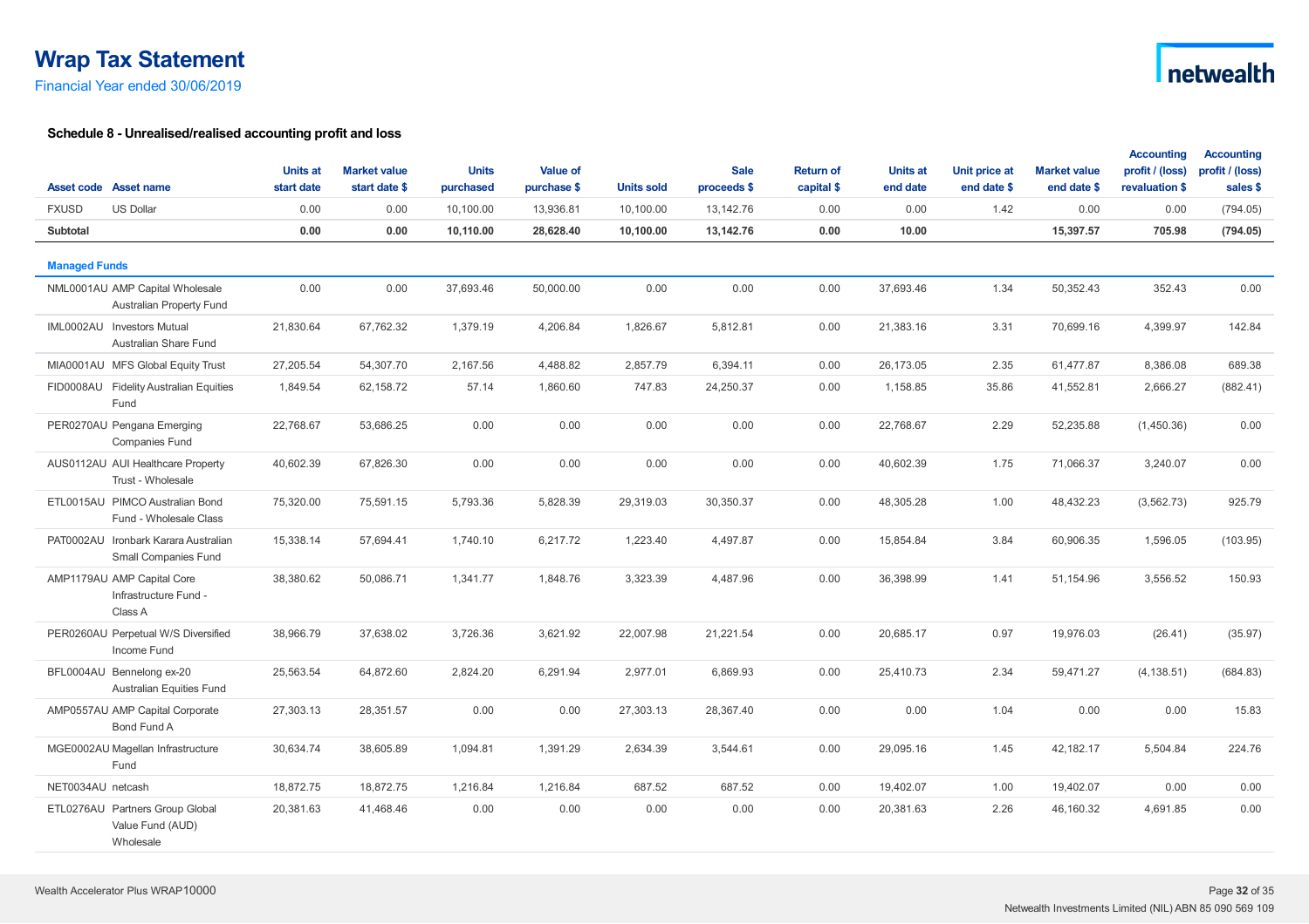# Wrap Tax Statement

Financial Year ended 30/06/2019

### Schedule 8 - Unrealised/realised accounting profit and loss

| Asset code | Asset name | Units at start date | Market value start date $ | Units purchased | Value of purchase $ | Units sold | Sale proceeds $ | Return of capital $ | Units at end date | Unit price at end date $ | Market value end date $ | Accounting profit / (loss) revaluation $ | Accounting profit / (loss) sales $ |
|---|---|---|---|---|---|---|---|---|---|---|---|---|---|
| FXUSD | US Dollar | 0.00 | 0.00 | 10,100.00 | 13,936.81 | 10,100.00 | 13,142.76 | 0.00 | 0.00 | 1.42 | 0.00 | 0.00 | (794.05) |
| **Subtotal** | | **0.00** | **0.00** | **10,110.00** | **28,628.40** | **10,100.00** | **13,142.76** | **0.00** | **10.00** | | **15,397.57** | **705.98** | **(794.05)** |
| **Managed Funds** | | | | | | | | | | | | | |
| NML0001AU | AMP Capital Wholesale Australian Property Fund | 0.00 | 0.00 | 37,693.46 | 50,000.00 | 0.00 | 0.00 | 0.00 | 37,693.46 | 1.34 | 50,352.43 | 352.43 | 0.00 |
| IML0002AU | Investors Mutual Australian Share Fund | 21,830.64 | 67,762.32 | 1,379.19 | 4,206.84 | 1,826.67 | 5,812.81 | 0.00 | 21,383.16 | 3.31 | 70,699.16 | 4,399.97 | 142.84 |
| MIA0001AU | MFS Global Equity Trust | 27,205.54 | 54,307.70 | 2,167.56 | 4,488.82 | 2,857.79 | 6,394.11 | 0.00 | 26,173.05 | 2.35 | 61,477.87 | 8,386.08 | 689.38 |
| FID0008AU | Fidelity Australian Equities Fund | 1,849.54 | 62,158.72 | 57.14 | 1,860.60 | 747.83 | 24,250.37 | 0.00 | 1,158.85 | 35.86 | 41,552.81 | 2,666.27 | (882.41) |
| PER0270AU | Pengana Emerging Companies Fund | 22,768.67 | 53,686.25 | 0.00 | 0.00 | 0.00 | 0.00 | 0.00 | 22,768.67 | 2.29 | 52,235.88 | (1,450.36) | 0.00 |
| AUS0112AU | AUI Healthcare Property Trust - Wholesale | 40,602.39 | 67,826.30 | 0.00 | 0.00 | 0.00 | 0.00 | 0.00 | 40,602.39 | 1.75 | 71,066.37 | 3,240.07 | 0.00 |
| ETL0015AU | PIMCO Australian Bond Fund - Wholesale Class | 75,320.00 | 75,591.15 | 5,793.36 | 5,828.39 | 29,319.03 | 30,350.37 | 0.00 | 48,305.28 | 1.00 | 48,432.23 | (3,562.73) | 925.79 |
| PAT0002AU | Ironbark Karara Australian Small Companies Fund | 15,338.14 | 57,694.41 | 1,740.10 | 6,217.72 | 1,223.40 | 4,497.87 | 0.00 | 15,854.84 | 3.84 | 60,906.35 | 1,596.05 | (103.95) |
| AMP1179AU | AMP Capital Core Infrastructure Fund - Class A | 38,380.62 | 50,086.71 | 1,341.77 | 1,848.76 | 3,323.39 | 4,487.96 | 0.00 | 36,398.99 | 1.41 | 51,154.96 | 3,556.52 | 150.93 |
| PER0260AU | Perpetual W/S Diversified Income Fund | 38,966.79 | 37,638.02 | 3,726.36 | 3,621.92 | 22,007.98 | 21,221.54 | 0.00 | 20,685.17 | 0.97 | 19,976.03 | (26.41) | (35.97) |
| BFL0004AU | Bennelong ex-20 Australian Equities Fund | 25,563.54 | 64,872.60 | 2,824.20 | 6,291.94 | 2,977.01 | 6,869.93 | 0.00 | 25,410.73 | 2.34 | 59,471.27 | (4,138.51) | (684.83) |
| AMP0557AU | AMP Capital Corporate Bond Fund A | 27,303.13 | 28,351.57 | 0.00 | 0.00 | 27,303.13 | 28,367.40 | 0.00 | 0.00 | 1.04 | 0.00 | 0.00 | 15.83 |
| MGE0002AU | Magellan Infrastructure Fund | 30,634.74 | 38,605.89 | 1,094.81 | 1,391.29 | 2,634.39 | 3,544.61 | 0.00 | 29,095.16 | 1.45 | 42,182.17 | 5,504.84 | 224.76 |
| NET0034AU | netcash | 18,872.75 | 18,872.75 | 1,216.84 | 1,216.84 | 687.52 | 687.52 | 0.00 | 19,402.07 | 1.00 | 19,402.07 | 0.00 | 0.00 |
| ETL0276AU | Partners Group Global Value Fund (AUD) Wholesale | 20,381.63 | 41,468.46 | 0.00 | 0.00 | 0.00 | 0.00 | 0.00 | 20,381.63 | 2.26 | 46,160.32 | 4,691.85 | 0.00 |

Wealth Accelerator Plus WRAP10000

Netwealth Investments Limited (NIL) ABN 85 090 569 109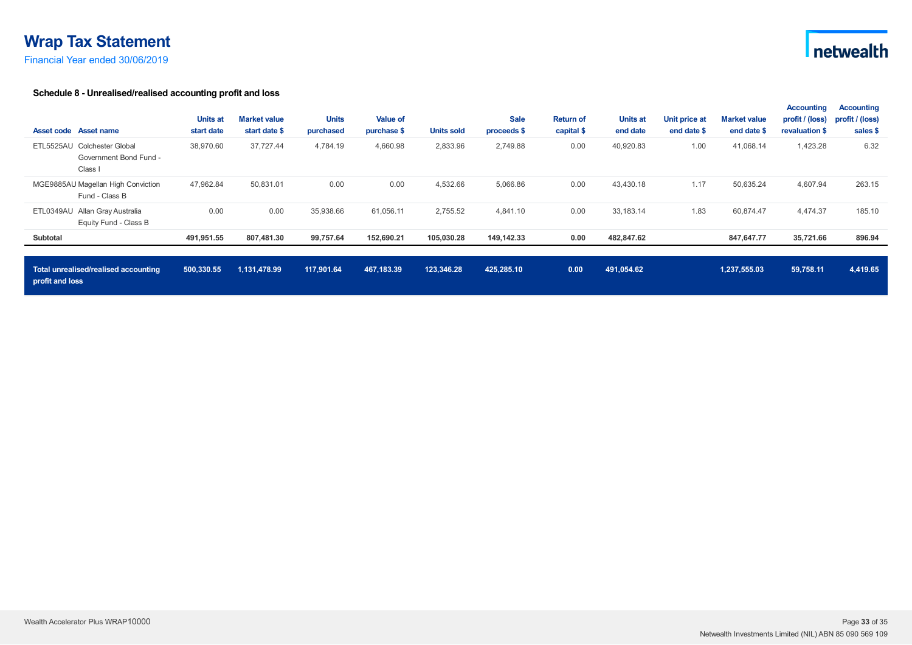# Wrap Tax Statement

Financial Year ended 30/06/2019

### Schedule 8 - Unrealised/realised accounting profit and loss

| Asset code | Asset name | Units at start date | Market value start date $ | Units purchased | Value of purchase $ | Units sold | Sale proceeds $ | Return of capital $ | Units at end date | Unit price at end date $ | Market value end date $ | Accounting profit / (loss) revaluation $ | Accounting profit / (loss) sales $ |
|---|---|---|---|---|---|---|---|---|---|---|---|---|---|
| ETL5525AU | Colchester Global Government Bond Fund - Class I | 38,970.60 | 37,727.44 | 4,784.19 | 4,660.98 | 2,833.96 | 2,749.88 | 0.00 | 40,920.83 | 1.00 | 41,068.14 | 1,423.28 | 6.32 |
| MGE9885AU | Magellan High Conviction Fund - Class B | 47,962.84 | 50,831.01 | 0.00 | 0.00 | 4,532.66 | 5,066.86 | 0.00 | 43,430.18 | 1.17 | 50,635.24 | 4,607.94 | 263.15 |
| ETL0349AU | Allan Gray Australia Equity Fund - Class B | 0.00 | 0.00 | 35,938.66 | 61,056.11 | 2,755.52 | 4,841.10 | 0.00 | 33,183.14 | 1.83 | 60,874.47 | 4,474.37 | 185.10 |
| **Subtotal** | | **491,951.55** | **807,481.30** | **99,757.64** | **152,690.21** | **105,030.28** | **149,142.33** | **0.00** | **482,847.62** | | **847,647.77** | **35,721.66** | **896.94** |
| **Total unrealised/realised accounting profit and loss** | | **500,330.55** | **1,131,478.99** | **117,901.64** | **467,183.39** | **123,346.28** | **425,285.10** | **0.00** | **491,054.62** | | **1,237,555.03** | **59,758.11** | **4,419.65** |

Wealth Accelerator Plus WRAP10000

Netwealth Investments Limited (NIL) ABN 85 090 569 109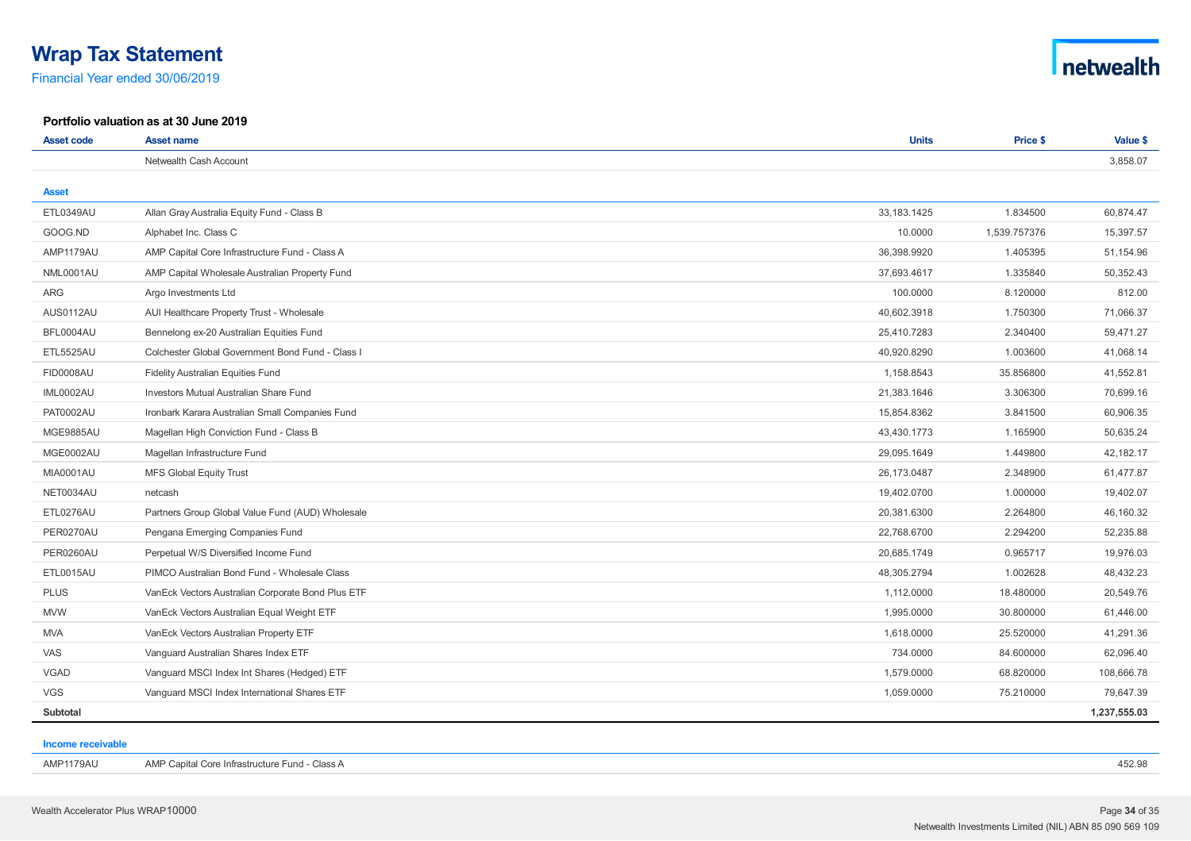# Wrap Tax Statement

Financial Year ended 30/06/2019

### Portfolio valuation as at 30 June 2019

| Asset code | Asset name | Units | Price $ | Value $ |
|---|---|---|---|---|
| | Netwealth Cash Account | | | 3,858.07 |
| **Asset** | | | | |
| ETL0349AU | Allan Gray Australia Equity Fund - Class B | 33,183.1425 | 1.834500 | 60,874.47 |
| GOOG.ND | Alphabet Inc. Class C | 10.0000 | 1,539.757376 | 15,397.57 |
| AMP1179AU | AMP Capital Core Infrastructure Fund - Class A | 36,398.9920 | 1.405395 | 51,154.96 |
| NML0001AU | AMP Capital Wholesale Australian Property Fund | 37,693.4617 | 1.335840 | 50,352.43 |
| ARG | Argo Investments Ltd | 100.0000 | 8.120000 | 812.00 |
| AUS0112AU | AUI Healthcare Property Trust - Wholesale | 40,602.3918 | 1.750300 | 71,066.37 |
| BFL0004AU | Bennelong ex-20 Australian Equities Fund | 25,410.7283 | 2.340400 | 59,471.27 |
| ETL5525AU | Colchester Global Government Bond Fund - Class I | 40,920.8290 | 1.003600 | 41,068.14 |
| FID0008AU | Fidelity Australian Equities Fund | 1,158.8543 | 35.856800 | 41,552.81 |
| IML0002AU | Investors Mutual Australian Share Fund | 21,383.1646 | 3.306300 | 70,699.16 |
| PAT0002AU | Ironbark Karara Australian Small Companies Fund | 15,854.8362 | 3.841500 | 60,906.35 |
| MGE9885AU | Magellan High Conviction Fund - Class B | 43,430.1773 | 1.165900 | 50,635.24 |
| MGE0002AU | Magellan Infrastructure Fund | 29,095.1649 | 1.449800 | 42,182.17 |
| MIA0001AU | MFS Global Equity Trust | 26,173.0487 | 2.348900 | 61,477.87 |
| NET0034AU | netcash | 19,402.0700 | 1.000000 | 19,402.07 |
| ETL0276AU | Partners Group Global Value Fund (AUD) Wholesale | 20,381.6300 | 2.264800 | 46,160.32 |
| PER0270AU | Pengana Emerging Companies Fund | 22,768.6700 | 2.294200 | 52,235.88 |
| PER0260AU | Perpetual W/S Diversified Income Fund | 20,685.1749 | 0.965717 | 19,976.03 |
| ETL0015AU | PIMCO Australian Bond Fund - Wholesale Class | 48,305.2794 | 1.002628 | 48,432.23 |
| PLUS | VanEck Vectors Australian Corporate Bond Plus ETF | 1,112.0000 | 18.480000 | 20,549.76 |
| MVW | VanEck Vectors Australian Equal Weight ETF | 1,995.0000 | 30.800000 | 61,446.00 |
| MVA | VanEck Vectors Australian Property ETF | 1,618.0000 | 25.520000 | 41,291.36 |
| VAS | Vanguard Australian Shares Index ETF | 734.0000 | 84.600000 | 62,096.40 |
| VGAD | Vanguard MSCI Index Int Shares (Hedged) ETF | 1,579.0000 | 68.820000 | 108,666.78 |
| VGS | Vanguard MSCI Index International Shares ETF | 1,059.0000 | 75.210000 | 79,647.39 |
| **Subtotal** | | | | **1,237,555.03** |
| **Income receivable** | | | | |
| AMP1179AU | AMP Capital Core Infrastructure Fund - Class A | | | 452.98 |

Wealth Accelerator Plus WRAP10000

Netwealth Investments Limited (NIL) ABN 85 090 569 109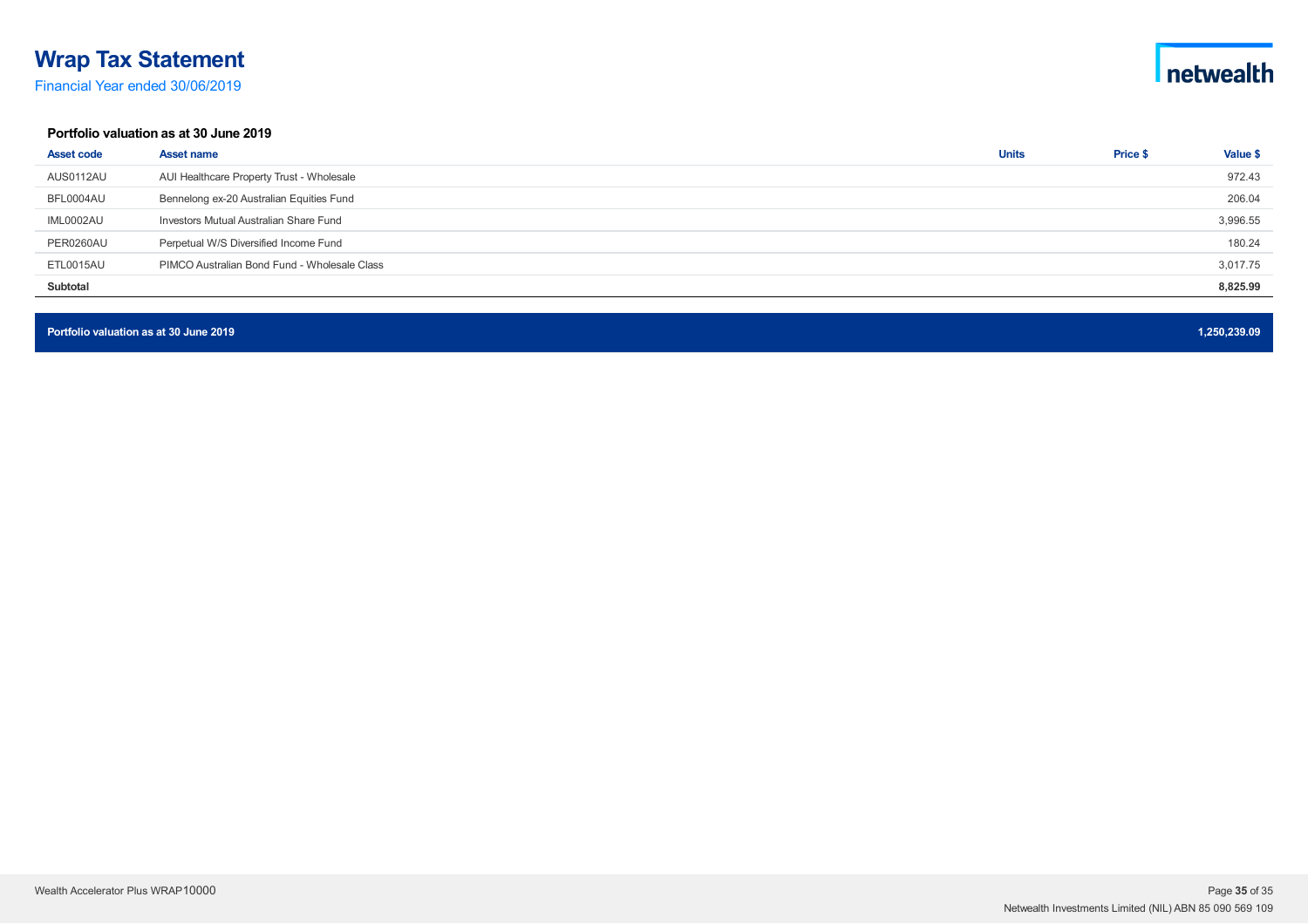# Wrap Tax Statement

Financial Year ended 30/06/2019

**Portfolio valuation as at 30 June 2019**

| Asset code | Asset name | Units | Price $ | Value $ |
|---|---|---|---|---|
| AUS0112AU | AUI Healthcare Property Trust - Wholesale | | | 972.43 |
| BFL0004AU | Bennelong ex-20 Australian Equities Fund | | | 206.04 |
| IML0002AU | Investors Mutual Australian Share Fund | | | 3,996.55 |
| PER0260AU | Perpetual W/S Diversified Income Fund | | | 180.24 |
| ETL0015AU | PIMCO Australian Bond Fund - Wholesale Class | | | 3,017.75 |
| **Subtotal** | | | | **8,825.99** |

| | |
|---|---|
| **Portfolio valuation as at 30 June 2019** | **1,250,239.09** |

Wealth Accelerator Plus WRAP10000

Netwealth Investments Limited (NIL) ABN 85 090 569 109